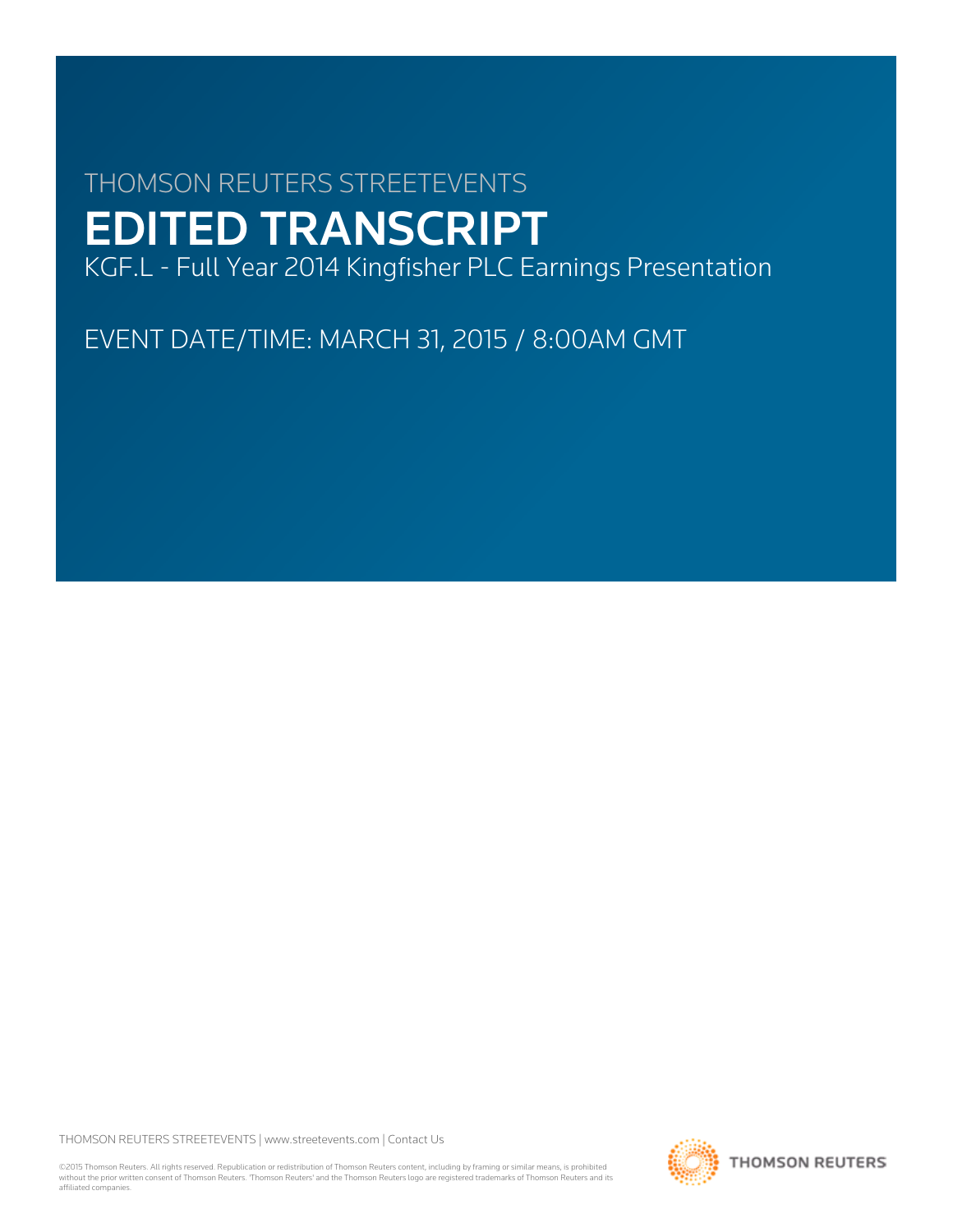THOMSON REUTERS STREETEVENTS

# EDITED TRANSCRIPT

KGF.L - Full Year 2014 Kingfisher PLC Earnings Presentation

EVENT DATE/TIME: MARCH 31, 2015 / 8:00AM GMT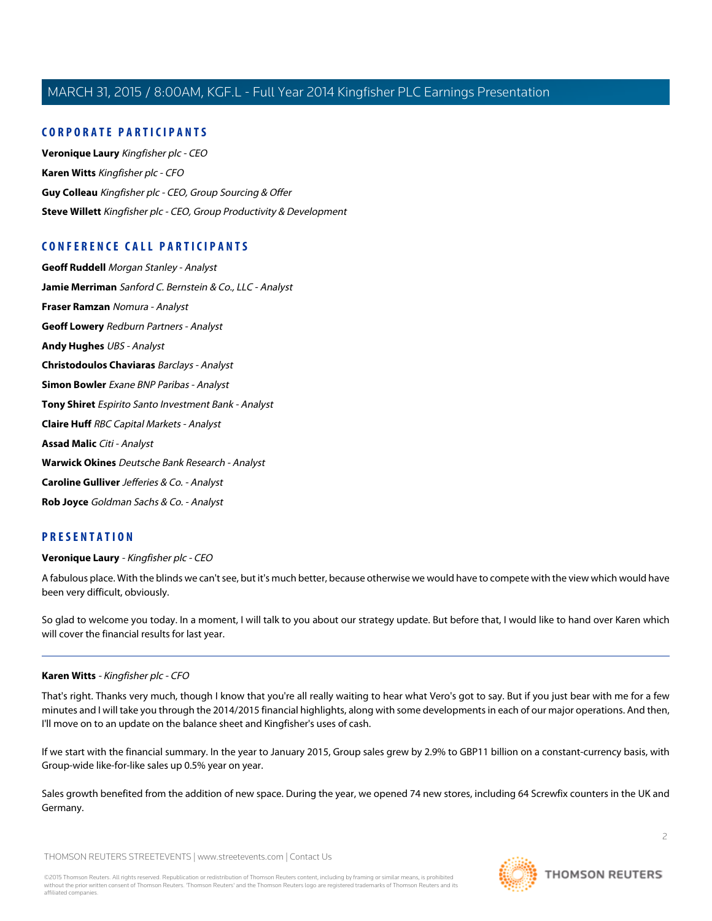## CORPORATE PARTICIPANTS

**Veronique Laury** *Kingfisher plc - CEO*

**Karen Witts** *Kingfisher plc - CFO*

**Guy Colleau** *Kingfisher plc - CEO, Group Sourcing & Offer*

**Steve Willett** *Kingfisher plc - CEO, Group Productivity & Development*

## CONFERENCE CALL PARTICIPANTS

**Geoff Ruddell** *Morgan Stanley - Analyst*

**Jamie Merriman** *Sanford C. Bernstein & Co., LLC - Analyst*

**Fraser Ramzan** *Nomura - Analyst*

**Geoff Lowery** *Redburn Partners - Analyst*

**Andy Hughes** *UBS - Analyst*

**Christodoulos Chaviaras** *Barclays - Analyst*

**Simon Bowler** *Exane BNP Paribas - Analyst*

**Tony Shiret** *Espirito Santo Investment Bank - Analyst*

**Claire Huff** *RBC Capital Markets - Analyst*

**Assad Malic** *Citi - Analyst*

**Warwick Okines** *Deutsche Bank Research - Analyst*

**Caroline Gulliver** *Jefferies & Co. - Analyst*

**Rob Joyce** *Goldman Sachs & Co. - Analyst*

## PRESENTATION

**Veronique Laury** - *Kingfisher plc - CEO*

A fabulous place. With the blinds we can't see, but it's much better, because otherwise we would have to compete with the view which would have been very difficult, obviously.

So glad to welcome you today. In a moment, I will talk to you about our strategy update. But before that, I would like to hand over Karen which will cover the financial results for last year.

---

**Karen Witts** - *Kingfisher plc - CFO*

That's right. Thanks very much, though I know that you're all really waiting to hear what Vero's got to say. But if you just bear with me for a few minutes and I will take you through the 2014/2015 financial highlights, along with some developments in each of our major operations. And then, I'll move on to an update on the balance sheet and Kingfisher's uses of cash.

If we start with the financial summary. In the year to January 2015, Group sales grew by 2.9% to GBP11 billion on a constant-currency basis, with Group-wide like-for-like sales up 0.5% year on year.

Sales growth benefited from the addition of new space. During the year, we opened 74 new stores, including 64 Screwfix counters in the UK and Germany.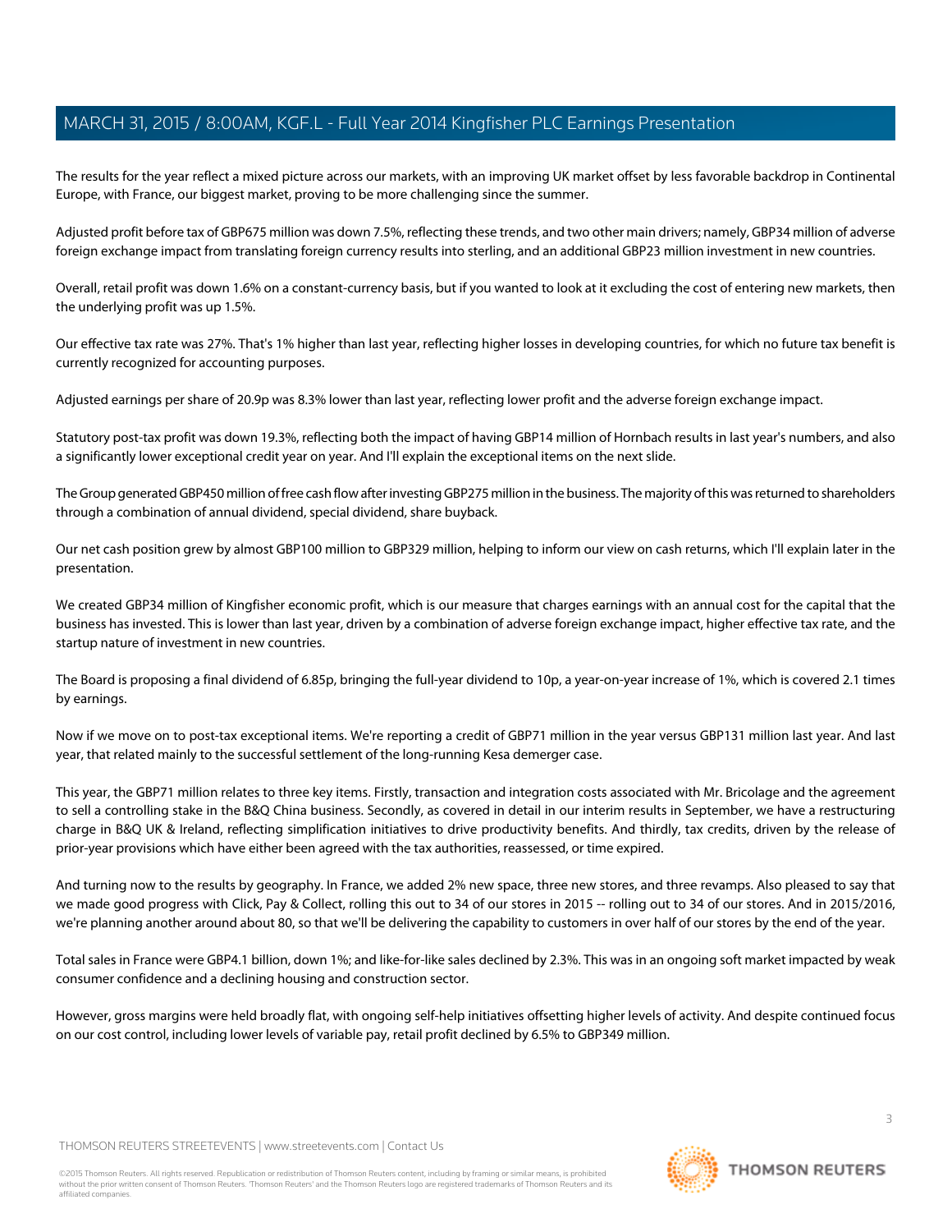The results for the year reflect a mixed picture across our markets, with an improving UK market offset by less favorable backdrop in Continental Europe, with France, our biggest market, proving to be more challenging since the summer.

Adjusted profit before tax of GBP675 million was down 7.5%, reflecting these trends, and two other main drivers; namely, GBP34 million of adverse foreign exchange impact from translating foreign currency results into sterling, and an additional GBP23 million investment in new countries.

Overall, retail profit was down 1.6% on a constant-currency basis, but if you wanted to look at it excluding the cost of entering new markets, then the underlying profit was up 1.5%.

Our effective tax rate was 27%. That's 1% higher than last year, reflecting higher losses in developing countries, for which no future tax benefit is currently recognized for accounting purposes.

Adjusted earnings per share of 20.9p was 8.3% lower than last year, reflecting lower profit and the adverse foreign exchange impact.

Statutory post-tax profit was down 19.3%, reflecting both the impact of having GBP14 million of Hornbach results in last year's numbers, and also a significantly lower exceptional credit year on year. And I'll explain the exceptional items on the next slide.

The Group generated GBP450 million of free cash flow after investing GBP275 million in the business. The majority of this was returned to shareholders through a combination of annual dividend, special dividend, share buyback.

Our net cash position grew by almost GBP100 million to GBP329 million, helping to inform our view on cash returns, which I'll explain later in the presentation.

We created GBP34 million of Kingfisher economic profit, which is our measure that charges earnings with an annual cost for the capital that the business has invested. This is lower than last year, driven by a combination of adverse foreign exchange impact, higher effective tax rate, and the startup nature of investment in new countries.

The Board is proposing a final dividend of 6.85p, bringing the full-year dividend to 10p, a year-on-year increase of 1%, which is covered 2.1 times by earnings.

Now if we move on to post-tax exceptional items. We're reporting a credit of GBP71 million in the year versus GBP131 million last year. And last year, that related mainly to the successful settlement of the long-running Kesa demerger case.

This year, the GBP71 million relates to three key items. Firstly, transaction and integration costs associated with Mr. Bricolage and the agreement to sell a controlling stake in the B&Q China business. Secondly, as covered in detail in our interim results in September, we have a restructuring charge in B&Q UK & Ireland, reflecting simplification initiatives to drive productivity benefits. And thirdly, tax credits, driven by the release of prior-year provisions which have either been agreed with the tax authorities, reassessed, or time expired.

And turning now to the results by geography. In France, we added 2% new space, three new stores, and three revamps. Also pleased to say that we made good progress with Click, Pay & Collect, rolling this out to 34 of our stores in 2015 -- rolling out to 34 of our stores. And in 2015/2016, we're planning another around about 80, so that we'll be delivering the capability to customers in over half of our stores by the end of the year.

Total sales in France were GBP4.1 billion, down 1%; and like-for-like sales declined by 2.3%. This was in an ongoing soft market impacted by weak consumer confidence and a declining housing and construction sector.

However, gross margins were held broadly flat, with ongoing self-help initiatives offsetting higher levels of activity. And despite continued focus on our cost control, including lower levels of variable pay, retail profit declined by 6.5% to GBP349 million.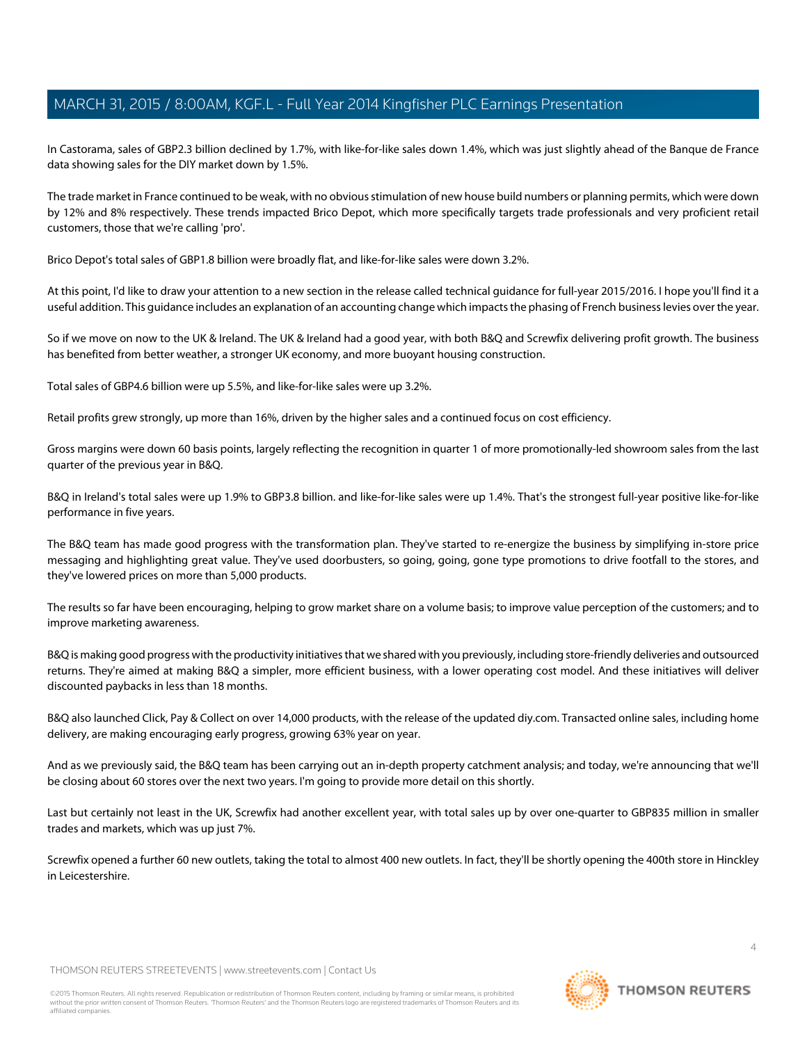In Castorama, sales of GBP2.3 billion declined by 1.7%, with like-for-like sales down 1.4%, which was just slightly ahead of the Banque de France data showing sales for the DIY market down by 1.5%.

The trade market in France continued to be weak, with no obvious stimulation of new house build numbers or planning permits, which were down by 12% and 8% respectively. These trends impacted Brico Depot, which more specifically targets trade professionals and very proficient retail customers, those that we're calling 'pro'.

Brico Depot's total sales of GBP1.8 billion were broadly flat, and like-for-like sales were down 3.2%.

At this point, I'd like to draw your attention to a new section in the release called technical guidance for full-year 2015/2016. I hope you'll find it a useful addition. This guidance includes an explanation of an accounting change which impacts the phasing of French business levies over the year.

So if we move on now to the UK & Ireland. The UK & Ireland had a good year, with both B&Q and Screwfix delivering profit growth. The business has benefited from better weather, a stronger UK economy, and more buoyant housing construction.

Total sales of GBP4.6 billion were up 5.5%, and like-for-like sales were up 3.2%.

Retail profits grew strongly, up more than 16%, driven by the higher sales and a continued focus on cost efficiency.

Gross margins were down 60 basis points, largely reflecting the recognition in quarter 1 of more promotionally-led showroom sales from the last quarter of the previous year in B&Q.

B&Q in Ireland's total sales were up 1.9% to GBP3.8 billion. and like-for-like sales were up 1.4%. That's the strongest full-year positive like-for-like performance in five years.

The B&Q team has made good progress with the transformation plan. They've started to re-energize the business by simplifying in-store price messaging and highlighting great value. They've used doorbusters, so going, going, gone type promotions to drive footfall to the stores, and they've lowered prices on more than 5,000 products.

The results so far have been encouraging, helping to grow market share on a volume basis; to improve value perception of the customers; and to improve marketing awareness.

B&Q is making good progress with the productivity initiatives that we shared with you previously, including store-friendly deliveries and outsourced returns. They're aimed at making B&Q a simpler, more efficient business, with a lower operating cost model. And these initiatives will deliver discounted paybacks in less than 18 months.

B&Q also launched Click, Pay & Collect on over 14,000 products, with the release of the updated diy.com. Transacted online sales, including home delivery, are making encouraging early progress, growing 63% year on year.

And as we previously said, the B&Q team has been carrying out an in-depth property catchment analysis; and today, we're announcing that we'll be closing about 60 stores over the next two years. I'm going to provide more detail on this shortly.

Last but certainly not least in the UK, Screwfix had another excellent year, with total sales up by over one-quarter to GBP835 million in smaller trades and markets, which was up just 7%.

Screwfix opened a further 60 new outlets, taking the total to almost 400 new outlets. In fact, they'll be shortly opening the 400th store in Hinckley in Leicestershire.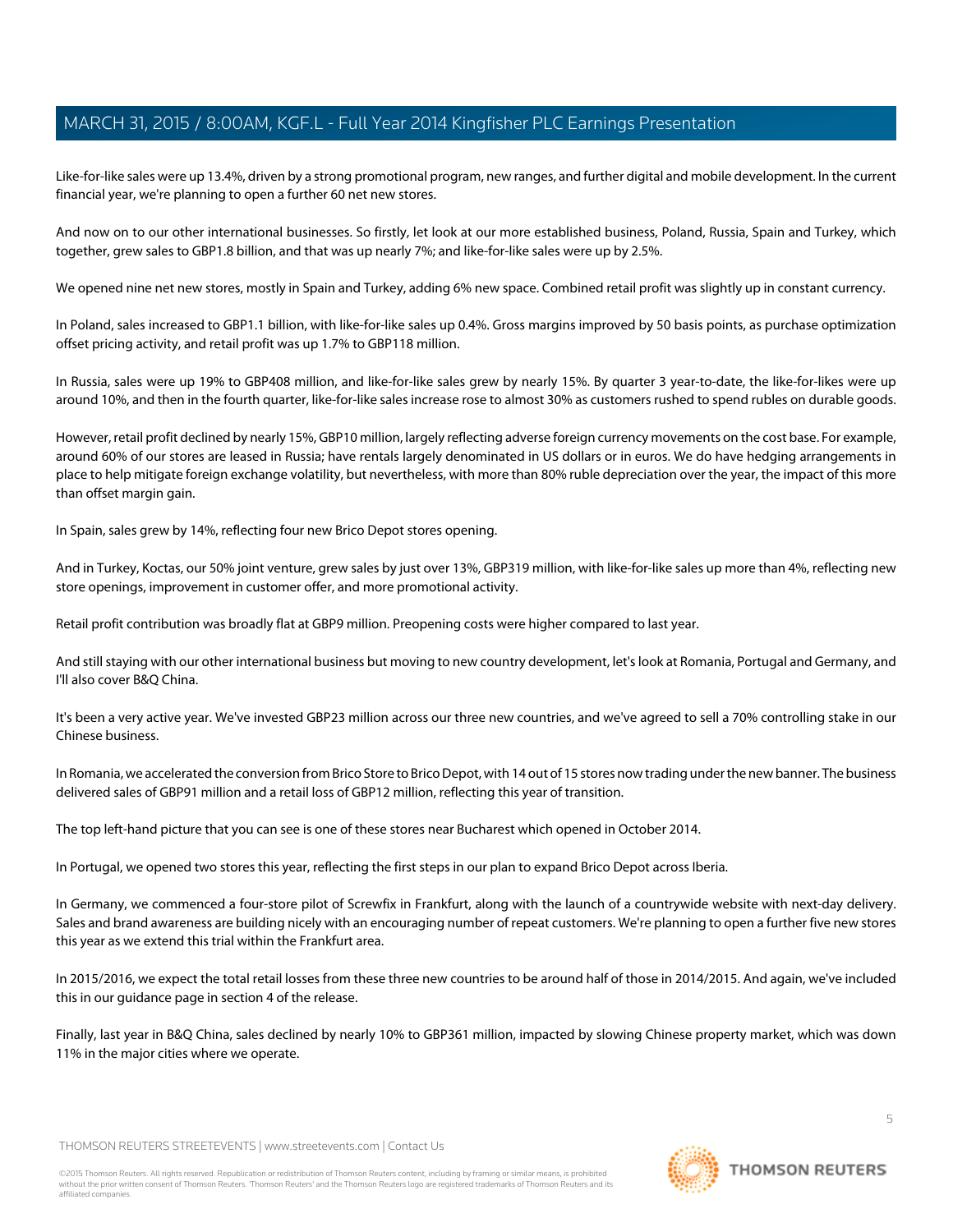Like-for-like sales were up 13.4%, driven by a strong promotional program, new ranges, and further digital and mobile development. In the current financial year, we're planning to open a further 60 net new stores.

And now on to our other international businesses. So firstly, let look at our more established business, Poland, Russia, Spain and Turkey, which together, grew sales to GBP1.8 billion, and that was up nearly 7%; and like-for-like sales were up by 2.5%.

We opened nine net new stores, mostly in Spain and Turkey, adding 6% new space. Combined retail profit was slightly up in constant currency.

In Poland, sales increased to GBP1.1 billion, with like-for-like sales up 0.4%. Gross margins improved by 50 basis points, as purchase optimization offset pricing activity, and retail profit was up 1.7% to GBP118 million.

In Russia, sales were up 19% to GBP408 million, and like-for-like sales grew by nearly 15%. By quarter 3 year-to-date, the like-for-likes were up around 10%, and then in the fourth quarter, like-for-like sales increase rose to almost 30% as customers rushed to spend rubles on durable goods.

However, retail profit declined by nearly 15%, GBP10 million, largely reflecting adverse foreign currency movements on the cost base. For example, around 60% of our stores are leased in Russia; have rentals largely denominated in US dollars or in euros. We do have hedging arrangements in place to help mitigate foreign exchange volatility, but nevertheless, with more than 80% ruble depreciation over the year, the impact of this more than offset margin gain.

In Spain, sales grew by 14%, reflecting four new Brico Depot stores opening.

And in Turkey, Koctas, our 50% joint venture, grew sales by just over 13%, GBP319 million, with like-for-like sales up more than 4%, reflecting new store openings, improvement in customer offer, and more promotional activity.

Retail profit contribution was broadly flat at GBP9 million. Preopening costs were higher compared to last year.

And still staying with our other international business but moving to new country development, let's look at Romania, Portugal and Germany, and I'll also cover B&Q China.

It's been a very active year. We've invested GBP23 million across our three new countries, and we've agreed to sell a 70% controlling stake in our Chinese business.

In Romania, we accelerated the conversion from Brico Store to Brico Depot, with 14 out of 15 stores now trading under the new banner. The business delivered sales of GBP91 million and a retail loss of GBP12 million, reflecting this year of transition.

The top left-hand picture that you can see is one of these stores near Bucharest which opened in October 2014.

In Portugal, we opened two stores this year, reflecting the first steps in our plan to expand Brico Depot across Iberia.

In Germany, we commenced a four-store pilot of Screwfix in Frankfurt, along with the launch of a countrywide website with next-day delivery. Sales and brand awareness are building nicely with an encouraging number of repeat customers. We're planning to open a further five new stores this year as we extend this trial within the Frankfurt area.

In 2015/2016, we expect the total retail losses from these three new countries to be around half of those in 2014/2015. And again, we've included this in our guidance page in section 4 of the release.

Finally, last year in B&Q China, sales declined by nearly 10% to GBP361 million, impacted by slowing Chinese property market, which was down 11% in the major cities where we operate.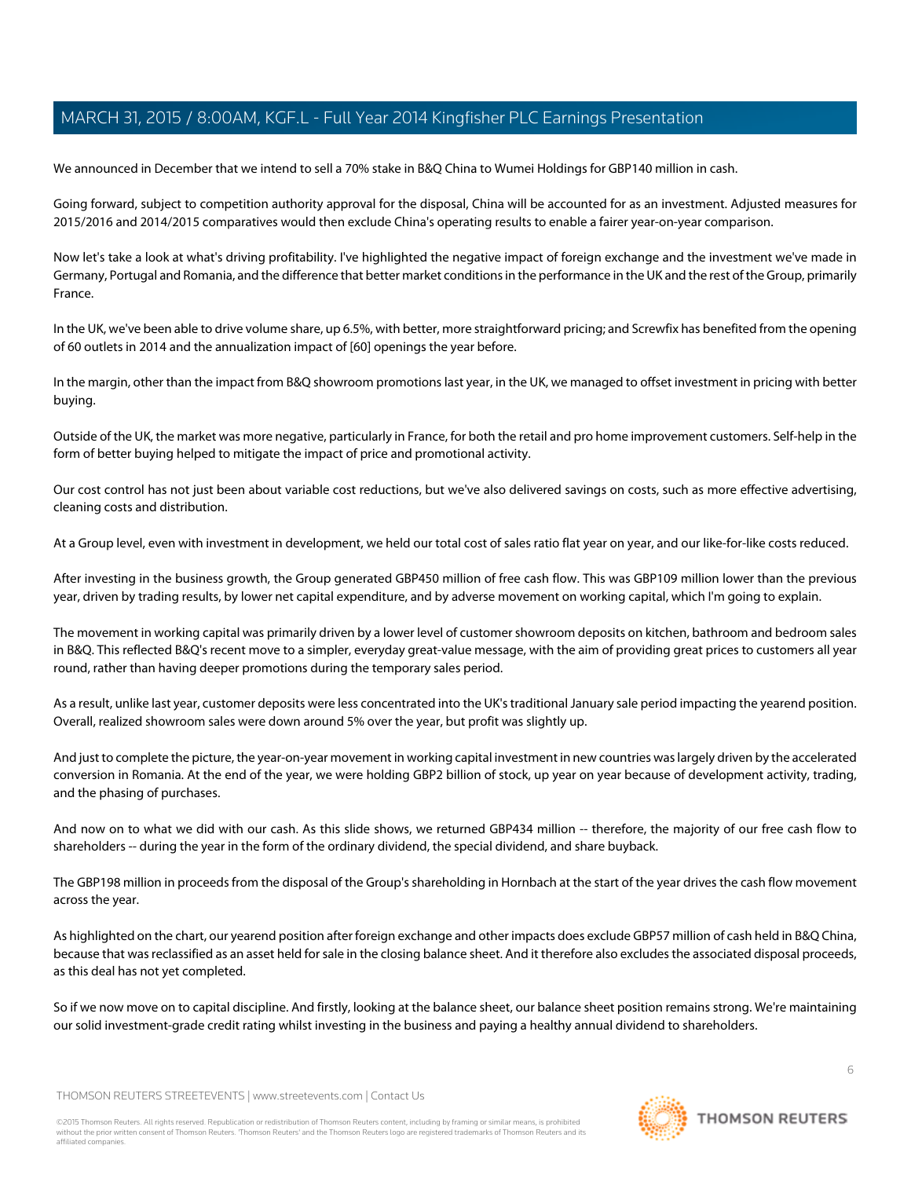We announced in December that we intend to sell a 70% stake in B&Q China to Wumei Holdings for GBP140 million in cash.

Going forward, subject to competition authority approval for the disposal, China will be accounted for as an investment. Adjusted measures for 2015/2016 and 2014/2015 comparatives would then exclude China's operating results to enable a fairer year-on-year comparison.

Now let's take a look at what's driving profitability. I've highlighted the negative impact of foreign exchange and the investment we've made in Germany, Portugal and Romania, and the difference that better market conditions in the performance in the UK and the rest of the Group, primarily France.

In the UK, we've been able to drive volume share, up 6.5%, with better, more straightforward pricing; and Screwfix has benefited from the opening of 60 outlets in 2014 and the annualization impact of [60] openings the year before.

In the margin, other than the impact from B&Q showroom promotions last year, in the UK, we managed to offset investment in pricing with better buying.

Outside of the UK, the market was more negative, particularly in France, for both the retail and pro home improvement customers. Self-help in the form of better buying helped to mitigate the impact of price and promotional activity.

Our cost control has not just been about variable cost reductions, but we've also delivered savings on costs, such as more effective advertising, cleaning costs and distribution.

At a Group level, even with investment in development, we held our total cost of sales ratio flat year on year, and our like-for-like costs reduced.

After investing in the business growth, the Group generated GBP450 million of free cash flow. This was GBP109 million lower than the previous year, driven by trading results, by lower net capital expenditure, and by adverse movement on working capital, which I'm going to explain.

The movement in working capital was primarily driven by a lower level of customer showroom deposits on kitchen, bathroom and bedroom sales in B&Q. This reflected B&Q's recent move to a simpler, everyday great-value message, with the aim of providing great prices to customers all year round, rather than having deeper promotions during the temporary sales period.

As a result, unlike last year, customer deposits were less concentrated into the UK's traditional January sale period impacting the yearend position. Overall, realized showroom sales were down around 5% over the year, but profit was slightly up.

And just to complete the picture, the year-on-year movement in working capital investment in new countries was largely driven by the accelerated conversion in Romania. At the end of the year, we were holding GBP2 billion of stock, up year on year because of development activity, trading, and the phasing of purchases.

And now on to what we did with our cash. As this slide shows, we returned GBP434 million -- therefore, the majority of our free cash flow to shareholders -- during the year in the form of the ordinary dividend, the special dividend, and share buyback.

The GBP198 million in proceeds from the disposal of the Group's shareholding in Hornbach at the start of the year drives the cash flow movement across the year.

As highlighted on the chart, our yearend position after foreign exchange and other impacts does exclude GBP57 million of cash held in B&Q China, because that was reclassified as an asset held for sale in the closing balance sheet. And it therefore also excludes the associated disposal proceeds, as this deal has not yet completed.

So if we now move on to capital discipline. And firstly, looking at the balance sheet, our balance sheet position remains strong. We're maintaining our solid investment-grade credit rating whilst investing in the business and paying a healthy annual dividend to shareholders.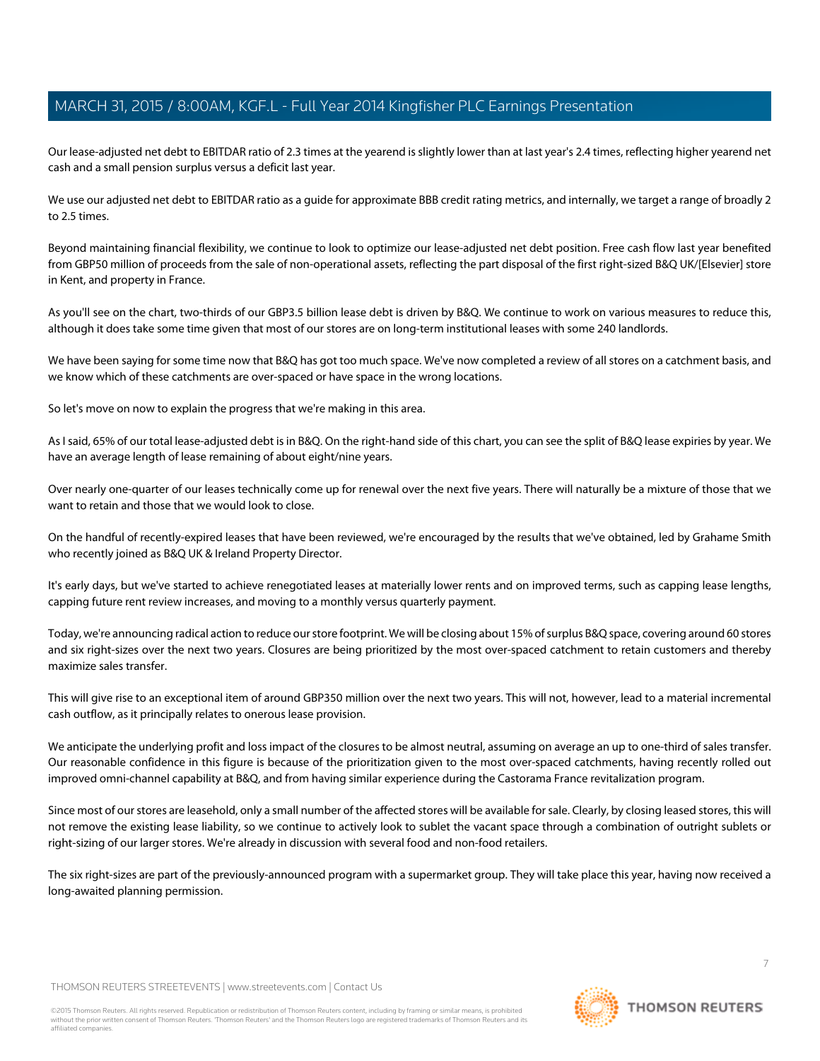Our lease-adjusted net debt to EBITDAR ratio of 2.3 times at the yearend is slightly lower than at last year's 2.4 times, reflecting higher yearend net cash and a small pension surplus versus a deficit last year.

We use our adjusted net debt to EBITDAR ratio as a guide for approximate BBB credit rating metrics, and internally, we target a range of broadly 2 to 2.5 times.

Beyond maintaining financial flexibility, we continue to look to optimize our lease-adjusted net debt position. Free cash flow last year benefited from GBP50 million of proceeds from the sale of non-operational assets, reflecting the part disposal of the first right-sized B&Q UK/[Elsevier] store in Kent, and property in France.

As you'll see on the chart, two-thirds of our GBP3.5 billion lease debt is driven by B&Q. We continue to work on various measures to reduce this, although it does take some time given that most of our stores are on long-term institutional leases with some 240 landlords.

We have been saying for some time now that B&Q has got too much space. We've now completed a review of all stores on a catchment basis, and we know which of these catchments are over-spaced or have space in the wrong locations.

So let's move on now to explain the progress that we're making in this area.

As I said, 65% of our total lease-adjusted debt is in B&Q. On the right-hand side of this chart, you can see the split of B&Q lease expiries by year. We have an average length of lease remaining of about eight/nine years.

Over nearly one-quarter of our leases technically come up for renewal over the next five years. There will naturally be a mixture of those that we want to retain and those that we would look to close.

On the handful of recently-expired leases that have been reviewed, we're encouraged by the results that we've obtained, led by Grahame Smith who recently joined as B&Q UK & Ireland Property Director.

It's early days, but we've started to achieve renegotiated leases at materially lower rents and on improved terms, such as capping lease lengths, capping future rent review increases, and moving to a monthly versus quarterly payment.

Today, we're announcing radical action to reduce our store footprint. We will be closing about 15% of surplus B&Q space, covering around 60 stores and six right-sizes over the next two years. Closures are being prioritized by the most over-spaced catchment to retain customers and thereby maximize sales transfer.

This will give rise to an exceptional item of around GBP350 million over the next two years. This will not, however, lead to a material incremental cash outflow, as it principally relates to onerous lease provision.

We anticipate the underlying profit and loss impact of the closures to be almost neutral, assuming on average an up to one-third of sales transfer. Our reasonable confidence in this figure is because of the prioritization given to the most over-spaced catchments, having recently rolled out improved omni-channel capability at B&Q, and from having similar experience during the Castorama France revitalization program.

Since most of our stores are leasehold, only a small number of the affected stores will be available for sale. Clearly, by closing leased stores, this will not remove the existing lease liability, so we continue to actively look to sublet the vacant space through a combination of outright sublets or right-sizing of our larger stores. We're already in discussion with several food and non-food retailers.

The six right-sizes are part of the previously-announced program with a supermarket group. They will take place this year, having now received a long-awaited planning permission.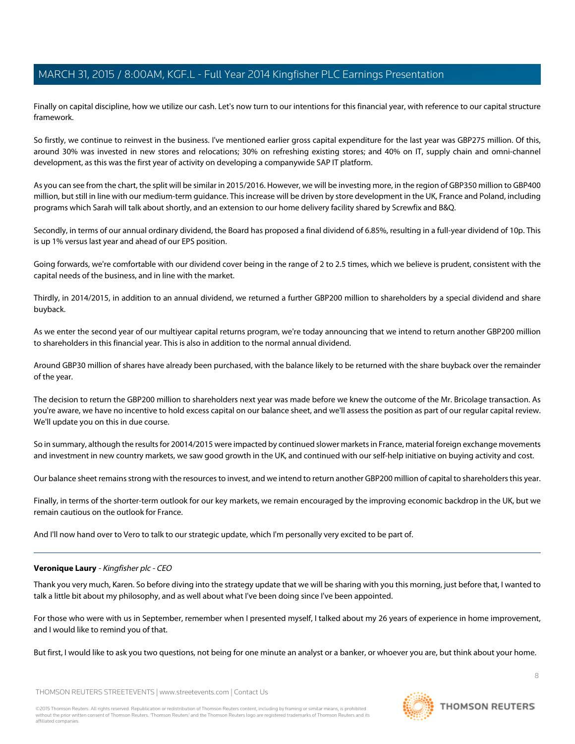Finally on capital discipline, how we utilize our cash. Let's now turn to our intentions for this financial year, with reference to our capital structure framework.

So firstly, we continue to reinvest in the business. I've mentioned earlier gross capital expenditure for the last year was GBP275 million. Of this, around 30% was invested in new stores and relocations; 30% on refreshing existing stores; and 40% on IT, supply chain and omni-channel development, as this was the first year of activity on developing a companywide SAP IT platform.

As you can see from the chart, the split will be similar in 2015/2016. However, we will be investing more, in the region of GBP350 million to GBP400 million, but still in line with our medium-term guidance. This increase will be driven by store development in the UK, France and Poland, including programs which Sarah will talk about shortly, and an extension to our home delivery facility shared by Screwfix and B&Q.

Secondly, in terms of our annual ordinary dividend, the Board has proposed a final dividend of 6.85%, resulting in a full-year dividend of 10p. This is up 1% versus last year and ahead of our EPS position.

Going forwards, we're comfortable with our dividend cover being in the range of 2 to 2.5 times, which we believe is prudent, consistent with the capital needs of the business, and in line with the market.

Thirdly, in 2014/2015, in addition to an annual dividend, we returned a further GBP200 million to shareholders by a special dividend and share buyback.

As we enter the second year of our multiyear capital returns program, we're today announcing that we intend to return another GBP200 million to shareholders in this financial year. This is also in addition to the normal annual dividend.

Around GBP30 million of shares have already been purchased, with the balance likely to be returned with the share buyback over the remainder of the year.

The decision to return the GBP200 million to shareholders next year was made before we knew the outcome of the Mr. Bricolage transaction. As you're aware, we have no incentive to hold excess capital on our balance sheet, and we'll assess the position as part of our regular capital review. We'll update you on this in due course.

So in summary, although the results for 20014/2015 were impacted by continued slower markets in France, material foreign exchange movements and investment in new country markets, we saw good growth in the UK, and continued with our self-help initiative on buying activity and cost.

Our balance sheet remains strong with the resources to invest, and we intend to return another GBP200 million of capital to shareholders this year.

Finally, in terms of the shorter-term outlook for our key markets, we remain encouraged by the improving economic backdrop in the UK, but we remain cautious on the outlook for France.

And I'll now hand over to Vero to talk to our strategic update, which I'm personally very excited to be part of.

---

**Veronique Laury** - *Kingfisher plc - CEO*

Thank you very much, Karen. So before diving into the strategy update that we will be sharing with you this morning, just before that, I wanted to talk a little bit about my philosophy, and as well about what I've been doing since I've been appointed.

For those who were with us in September, remember when I presented myself, I talked about my 26 years of experience in home improvement, and I would like to remind you of that.

But first, I would like to ask you two questions, not being for one minute an analyst or a banker, or whoever you are, but think about your home.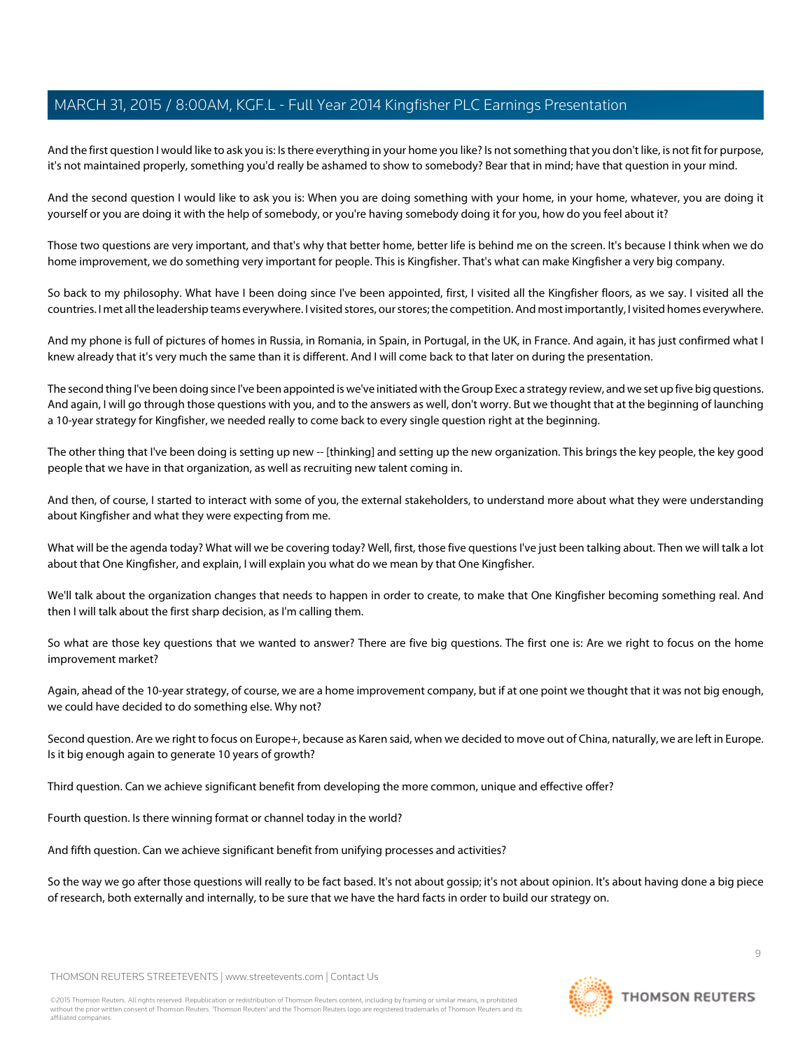And the first question I would like to ask you is: Is there everything in your home you like? Is not something that you don't like, is not fit for purpose, it's not maintained properly, something you'd really be ashamed to show to somebody? Bear that in mind; have that question in your mind.

And the second question I would like to ask you is: When you are doing something with your home, in your home, whatever, you are doing it yourself or you are doing it with the help of somebody, or you're having somebody doing it for you, how do you feel about it?

Those two questions are very important, and that's why that better home, better life is behind me on the screen. It's because I think when we do home improvement, we do something very important for people. This is Kingfisher. That's what can make Kingfisher a very big company.

So back to my philosophy. What have I been doing since I've been appointed, first, I visited all the Kingfisher floors, as we say. I visited all the countries. I met all the leadership teams everywhere. I visited stores, our stores; the competition. And most importantly, I visited homes everywhere.

And my phone is full of pictures of homes in Russia, in Romania, in Spain, in Portugal, in the UK, in France. And again, it has just confirmed what I knew already that it's very much the same than it is different. And I will come back to that later on during the presentation.

The second thing I've been doing since I've been appointed is we've initiated with the Group Exec a strategy review, and we set up five big questions. And again, I will go through those questions with you, and to the answers as well, don't worry. But we thought that at the beginning of launching a 10-year strategy for Kingfisher, we needed really to come back to every single question right at the beginning.

The other thing that I've been doing is setting up new -- [thinking] and setting up the new organization. This brings the key people, the key good people that we have in that organization, as well as recruiting new talent coming in.

And then, of course, I started to interact with some of you, the external stakeholders, to understand more about what they were understanding about Kingfisher and what they were expecting from me.

What will be the agenda today? What will we be covering today? Well, first, those five questions I've just been talking about. Then we will talk a lot about that One Kingfisher, and explain, I will explain you what do we mean by that One Kingfisher.

We'll talk about the organization changes that needs to happen in order to create, to make that One Kingfisher becoming something real. And then I will talk about the first sharp decision, as I'm calling them.

So what are those key questions that we wanted to answer? There are five big questions. The first one is: Are we right to focus on the home improvement market?

Again, ahead of the 10-year strategy, of course, we are a home improvement company, but if at one point we thought that it was not big enough, we could have decided to do something else. Why not?

Second question. Are we right to focus on Europe+, because as Karen said, when we decided to move out of China, naturally, we are left in Europe. Is it big enough again to generate 10 years of growth?

Third question. Can we achieve significant benefit from developing the more common, unique and effective offer?

Fourth question. Is there winning format or channel today in the world?

And fifth question. Can we achieve significant benefit from unifying processes and activities?

So the way we go after those questions will really to be fact based. It's not about gossip; it's not about opinion. It's about having done a big piece of research, both externally and internally, to be sure that we have the hard facts in order to build our strategy on.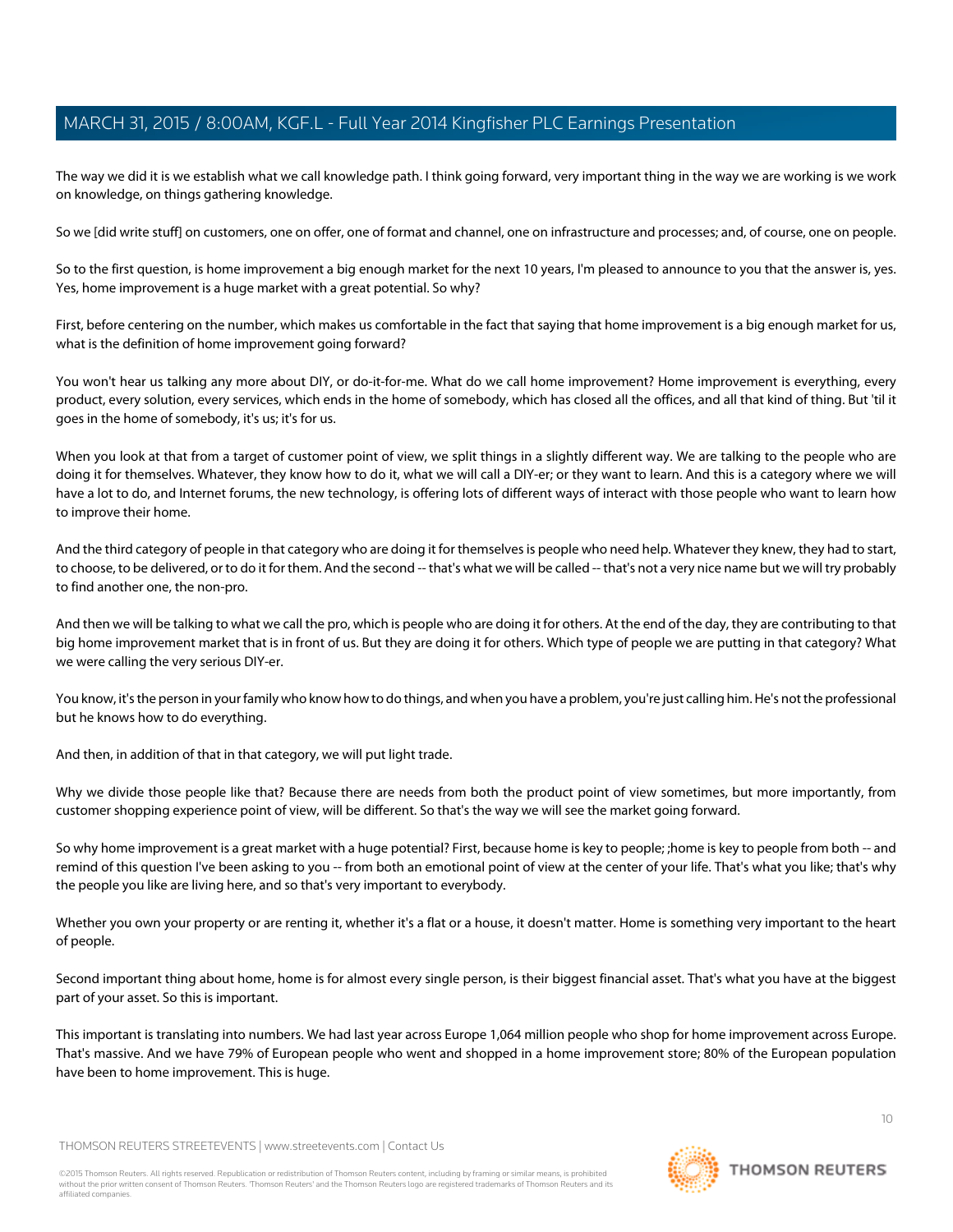The way we did it is we establish what we call knowledge path. I think going forward, very important thing in the way we are working is we work on knowledge, on things gathering knowledge.

So we [did write stuff] on customers, one on offer, one of format and channel, one on infrastructure and processes; and, of course, one on people.

So to the first question, is home improvement a big enough market for the next 10 years, I'm pleased to announce to you that the answer is, yes. Yes, home improvement is a huge market with a great potential. So why?

First, before centering on the number, which makes us comfortable in the fact that saying that home improvement is a big enough market for us, what is the definition of home improvement going forward?

You won't hear us talking any more about DIY, or do-it-for-me. What do we call home improvement? Home improvement is everything, every product, every solution, every services, which ends in the home of somebody, which has closed all the offices, and all that kind of thing. But 'til it goes in the home of somebody, it's us; it's for us.

When you look at that from a target of customer point of view, we split things in a slightly different way. We are talking to the people who are doing it for themselves. Whatever, they know how to do it, what we will call a DIY-er; or they want to learn. And this is a category where we will have a lot to do, and Internet forums, the new technology, is offering lots of different ways of interact with those people who want to learn how to improve their home.

And the third category of people in that category who are doing it for themselves is people who need help. Whatever they knew, they had to start, to choose, to be delivered, or to do it for them. And the second -- that's what we will be called -- that's not a very nice name but we will try probably to find another one, the non-pro.

And then we will be talking to what we call the pro, which is people who are doing it for others. At the end of the day, they are contributing to that big home improvement market that is in front of us. But they are doing it for others. Which type of people we are putting in that category? What we were calling the very serious DIY-er.

You know, it's the person in your family who know how to do things, and when you have a problem, you're just calling him. He's not the professional but he knows how to do everything.

And then, in addition of that in that category, we will put light trade.

Why we divide those people like that? Because there are needs from both the product point of view sometimes, but more importantly, from customer shopping experience point of view, will be different. So that's the way we will see the market going forward.

So why home improvement is a great market with a huge potential? First, because home is key to people; ;home is key to people from both -- and remind of this question I've been asking to you -- from both an emotional point of view at the center of your life. That's what you like; that's why the people you like are living here, and so that's very important to everybody.

Whether you own your property or are renting it, whether it's a flat or a house, it doesn't matter. Home is something very important to the heart of people.

Second important thing about home, home is for almost every single person, is their biggest financial asset. That's what you have at the biggest part of your asset. So this is important.

This important is translating into numbers. We had last year across Europe 1,064 million people who shop for home improvement across Europe. That's massive. And we have 79% of European people who went and shopped in a home improvement store; 80% of the European population have been to home improvement. This is huge.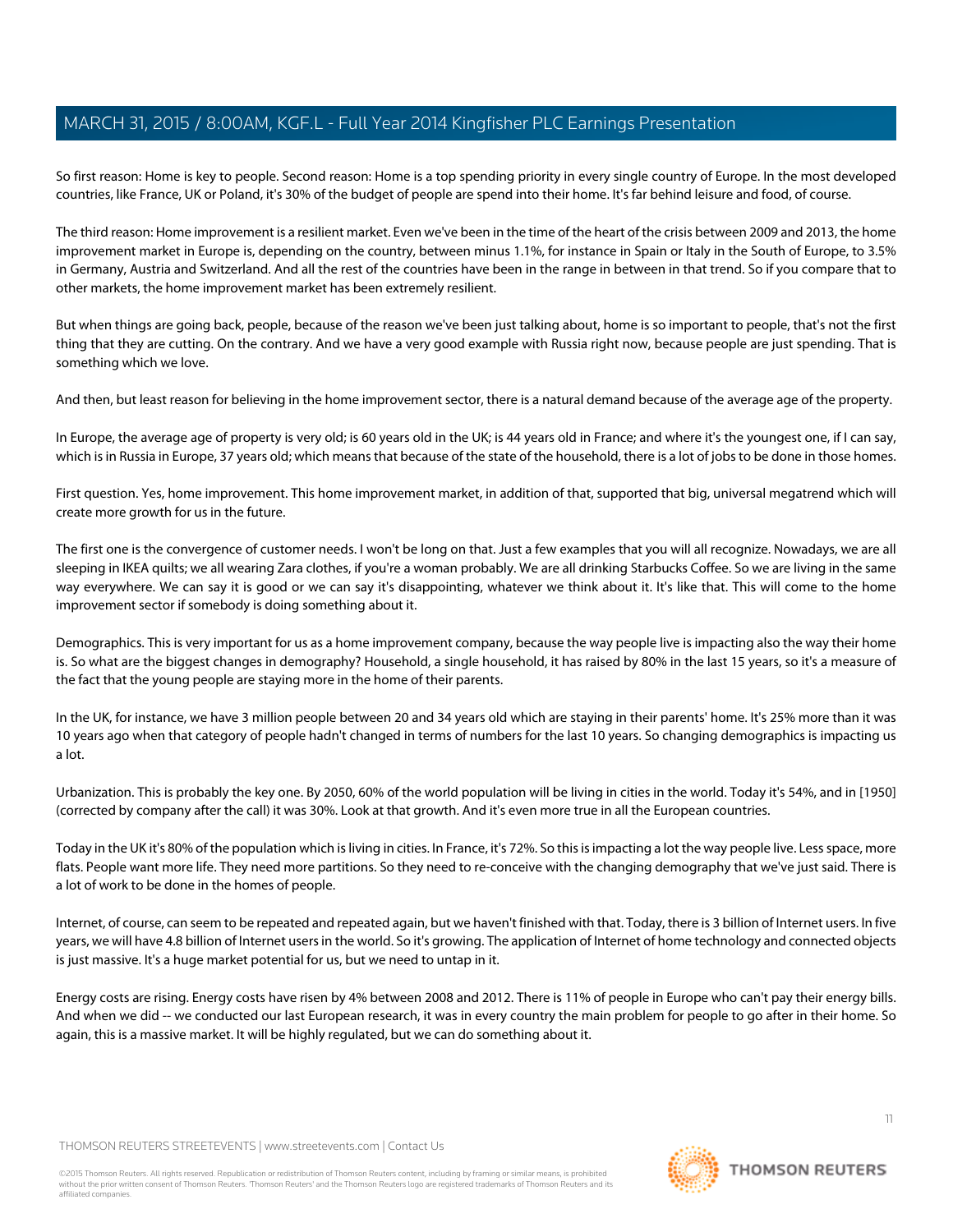So first reason: Home is key to people. Second reason: Home is a top spending priority in every single country of Europe. In the most developed countries, like France, UK or Poland, it's 30% of the budget of people are spend into their home. It's far behind leisure and food, of course.

The third reason: Home improvement is a resilient market. Even we've been in the time of the heart of the crisis between 2009 and 2013, the home improvement market in Europe is, depending on the country, between minus 1.1%, for instance in Spain or Italy in the South of Europe, to 3.5% in Germany, Austria and Switzerland. And all the rest of the countries have been in the range in between in that trend. So if you compare that to other markets, the home improvement market has been extremely resilient.

But when things are going back, people, because of the reason we've been just talking about, home is so important to people, that's not the first thing that they are cutting. On the contrary. And we have a very good example with Russia right now, because people are just spending. That is something which we love.

And then, but least reason for believing in the home improvement sector, there is a natural demand because of the average age of the property.

In Europe, the average age of property is very old; is 60 years old in the UK; is 44 years old in France; and where it's the youngest one, if I can say, which is in Russia in Europe, 37 years old; which means that because of the state of the household, there is a lot of jobs to be done in those homes.

First question. Yes, home improvement. This home improvement market, in addition of that, supported that big, universal megatrend which will create more growth for us in the future.

The first one is the convergence of customer needs. I won't be long on that. Just a few examples that you will all recognize. Nowadays, we are all sleeping in IKEA quilts; we all wearing Zara clothes, if you're a woman probably. We are all drinking Starbucks Coffee. So we are living in the same way everywhere. We can say it is good or we can say it's disappointing, whatever we think about it. It's like that. This will come to the home improvement sector if somebody is doing something about it.

Demographics. This is very important for us as a home improvement company, because the way people live is impacting also the way their home is. So what are the biggest changes in demography? Household, a single household, it has raised by 80% in the last 15 years, so it's a measure of the fact that the young people are staying more in the home of their parents.

In the UK, for instance, we have 3 million people between 20 and 34 years old which are staying in their parents' home. It's 25% more than it was 10 years ago when that category of people hadn't changed in terms of numbers for the last 10 years. So changing demographics is impacting us a lot.

Urbanization. This is probably the key one. By 2050, 60% of the world population will be living in cities in the world. Today it's 54%, and in [1950] (corrected by company after the call) it was 30%. Look at that growth. And it's even more true in all the European countries.

Today in the UK it's 80% of the population which is living in cities. In France, it's 72%. So this is impacting a lot the way people live. Less space, more flats. People want more life. They need more partitions. So they need to re-conceive with the changing demography that we've just said. There is a lot of work to be done in the homes of people.

Internet, of course, can seem to be repeated and repeated again, but we haven't finished with that. Today, there is 3 billion of Internet users. In five years, we will have 4.8 billion of Internet users in the world. So it's growing. The application of Internet of home technology and connected objects is just massive. It's a huge market potential for us, but we need to untap in it.

Energy costs are rising. Energy costs have risen by 4% between 2008 and 2012. There is 11% of people in Europe who can't pay their energy bills. And when we did -- we conducted our last European research, it was in every country the main problem for people to go after in their home. So again, this is a massive market. It will be highly regulated, but we can do something about it.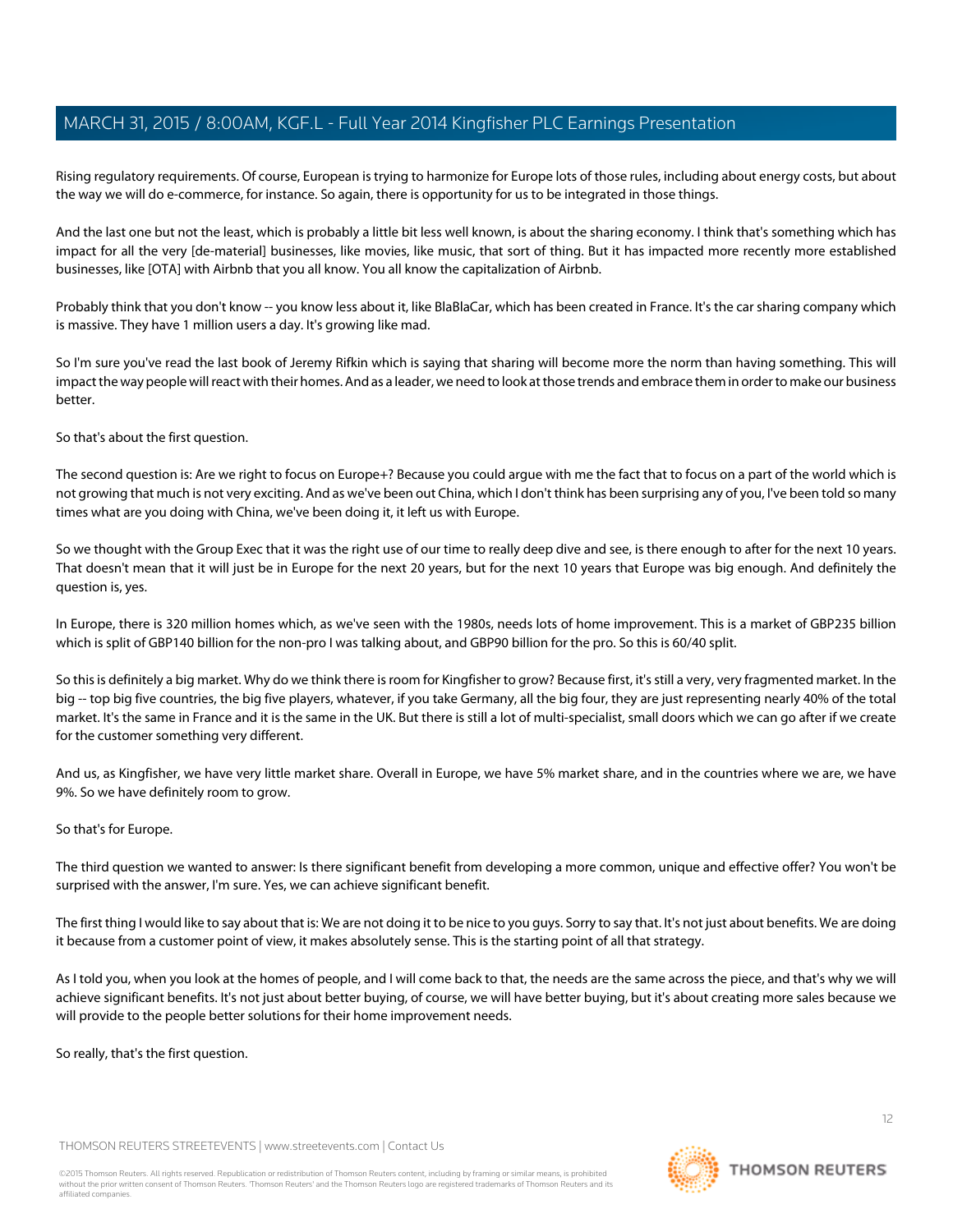Rising regulatory requirements. Of course, European is trying to harmonize for Europe lots of those rules, including about energy costs, but about the way we will do e-commerce, for instance. So again, there is opportunity for us to be integrated in those things.

And the last one but not the least, which is probably a little bit less well known, is about the sharing economy. I think that's something which has impact for all the very [de-material] businesses, like movies, like music, that sort of thing. But it has impacted more recently more established businesses, like [OTA] with Airbnb that you all know. You all know the capitalization of Airbnb.

Probably think that you don't know -- you know less about it, like BlaBlaCar, which has been created in France. It's the car sharing company which is massive. They have 1 million users a day. It's growing like mad.

So I'm sure you've read the last book of Jeremy Rifkin which is saying that sharing will become more the norm than having something. This will impact the way people will react with their homes. And as a leader, we need to look at those trends and embrace them in order to make our business better.

So that's about the first question.

The second question is: Are we right to focus on Europe+? Because you could argue with me the fact that to focus on a part of the world which is not growing that much is not very exciting. And as we've been out China, which I don't think has been surprising any of you, I've been told so many times what are you doing with China, we've been doing it, it left us with Europe.

So we thought with the Group Exec that it was the right use of our time to really deep dive and see, is there enough to after for the next 10 years. That doesn't mean that it will just be in Europe for the next 20 years, but for the next 10 years that Europe was big enough. And definitely the question is, yes.

In Europe, there is 320 million homes which, as we've seen with the 1980s, needs lots of home improvement. This is a market of GBP235 billion which is split of GBP140 billion for the non-pro I was talking about, and GBP90 billion for the pro. So this is 60/40 split.

So this is definitely a big market. Why do we think there is room for Kingfisher to grow? Because first, it's still a very, very fragmented market. In the big -- top big five countries, the big five players, whatever, if you take Germany, all the big four, they are just representing nearly 40% of the total market. It's the same in France and it is the same in the UK. But there is still a lot of multi-specialist, small doors which we can go after if we create for the customer something very different.

And us, as Kingfisher, we have very little market share. Overall in Europe, we have 5% market share, and in the countries where we are, we have 9%. So we have definitely room to grow.

So that's for Europe.

The third question we wanted to answer: Is there significant benefit from developing a more common, unique and effective offer? You won't be surprised with the answer, I'm sure. Yes, we can achieve significant benefit.

The first thing I would like to say about that is: We are not doing it to be nice to you guys. Sorry to say that. It's not just about benefits. We are doing it because from a customer point of view, it makes absolutely sense. This is the starting point of all that strategy.

As I told you, when you look at the homes of people, and I will come back to that, the needs are the same across the piece, and that's why we will achieve significant benefits. It's not just about better buying, of course, we will have better buying, but it's about creating more sales because we will provide to the people better solutions for their home improvement needs.

So really, that's the first question.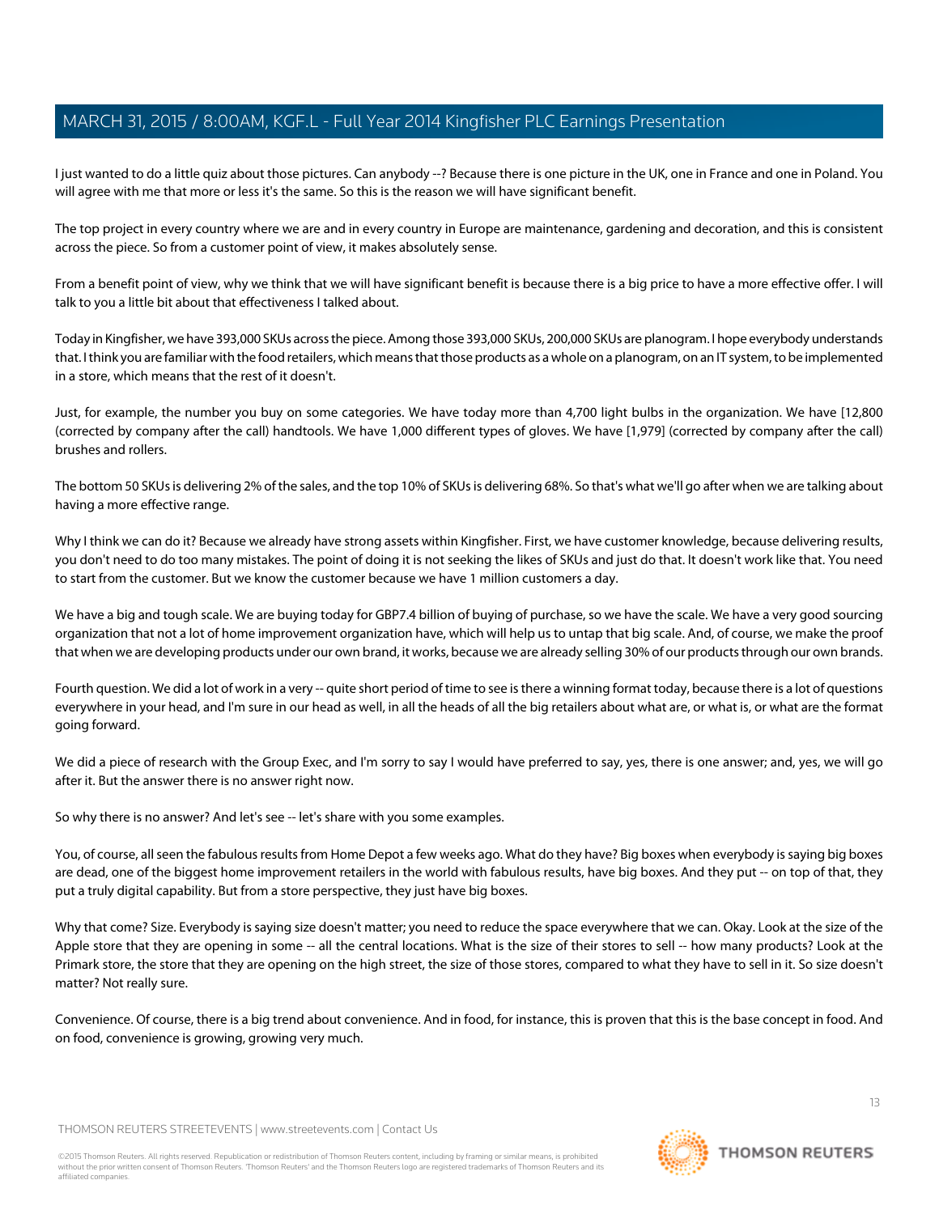I just wanted to do a little quiz about those pictures. Can anybody --? Because there is one picture in the UK, one in France and one in Poland. You will agree with me that more or less it's the same. So this is the reason we will have significant benefit.

The top project in every country where we are and in every country in Europe are maintenance, gardening and decoration, and this is consistent across the piece. So from a customer point of view, it makes absolutely sense.

From a benefit point of view, why we think that we will have significant benefit is because there is a big price to have a more effective offer. I will talk to you a little bit about that effectiveness I talked about.

Today in Kingfisher, we have 393,000 SKUs across the piece. Among those 393,000 SKUs, 200,000 SKUs are planogram. I hope everybody understands that. I think you are familiar with the food retailers, which means that those products as a whole on a planogram, on an IT system, to be implemented in a store, which means that the rest of it doesn't.

Just, for example, the number you buy on some categories. We have today more than 4,700 light bulbs in the organization. We have [12,800 (corrected by company after the call) handtools. We have 1,000 different types of gloves. We have [1,979] (corrected by company after the call) brushes and rollers.

The bottom 50 SKUs is delivering 2% of the sales, and the top 10% of SKUs is delivering 68%. So that's what we'll go after when we are talking about having a more effective range.

Why I think we can do it? Because we already have strong assets within Kingfisher. First, we have customer knowledge, because delivering results, you don't need to do too many mistakes. The point of doing it is not seeking the likes of SKUs and just do that. It doesn't work like that. You need to start from the customer. But we know the customer because we have 1 million customers a day.

We have a big and tough scale. We are buying today for GBP7.4 billion of buying of purchase, so we have the scale. We have a very good sourcing organization that not a lot of home improvement organization have, which will help us to untap that big scale. And, of course, we make the proof that when we are developing products under our own brand, it works, because we are already selling 30% of our products through our own brands.

Fourth question. We did a lot of work in a very -- quite short period of time to see is there a winning format today, because there is a lot of questions everywhere in your head, and I'm sure in our head as well, in all the heads of all the big retailers about what are, or what is, or what are the format going forward.

We did a piece of research with the Group Exec, and I'm sorry to say I would have preferred to say, yes, there is one answer; and, yes, we will go after it. But the answer there is no answer right now.

So why there is no answer? And let's see -- let's share with you some examples.

You, of course, all seen the fabulous results from Home Depot a few weeks ago. What do they have? Big boxes when everybody is saying big boxes are dead, one of the biggest home improvement retailers in the world with fabulous results, have big boxes. And they put -- on top of that, they put a truly digital capability. But from a store perspective, they just have big boxes.

Why that come? Size. Everybody is saying size doesn't matter; you need to reduce the space everywhere that we can. Okay. Look at the size of the Apple store that they are opening in some -- all the central locations. What is the size of their stores to sell -- how many products? Look at the Primark store, the store that they are opening on the high street, the size of those stores, compared to what they have to sell in it. So size doesn't matter? Not really sure.

Convenience. Of course, there is a big trend about convenience. And in food, for instance, this is proven that this is the base concept in food. And on food, convenience is growing, growing very much.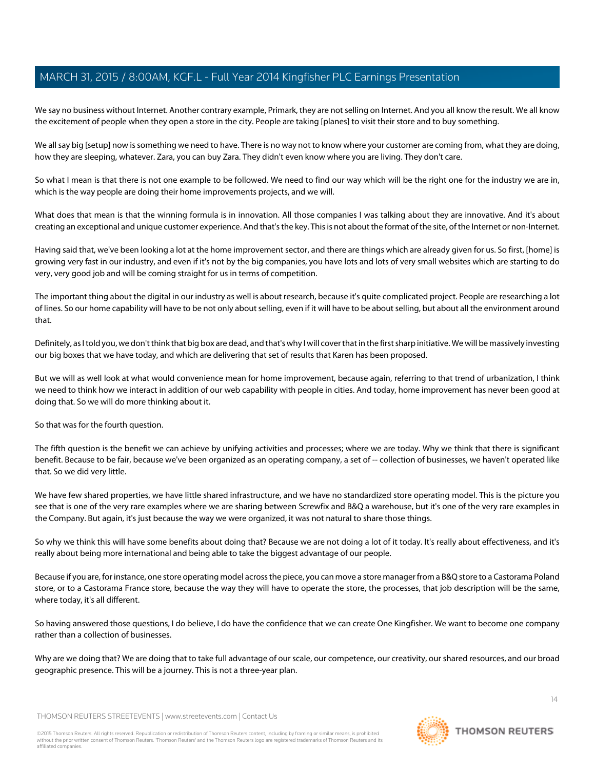We say no business without Internet. Another contrary example, Primark, they are not selling on Internet. And you all know the result. We all know the excitement of people when they open a store in the city. People are taking [planes] to visit their store and to buy something.

We all say big [setup] now is something we need to have. There is no way not to know where your customer are coming from, what they are doing, how they are sleeping, whatever. Zara, you can buy Zara. They didn't even know where you are living. They don't care.

So what I mean is that there is not one example to be followed. We need to find our way which will be the right one for the industry we are in, which is the way people are doing their home improvements projects, and we will.

What does that mean is that the winning formula is in innovation. All those companies I was talking about they are innovative. And it's about creating an exceptional and unique customer experience. And that's the key. This is not about the format of the site, of the Internet or non-Internet.

Having said that, we've been looking a lot at the home improvement sector, and there are things which are already given for us. So first, [home] is growing very fast in our industry, and even if it's not by the big companies, you have lots and lots of very small websites which are starting to do very, very good job and will be coming straight for us in terms of competition.

The important thing about the digital in our industry as well is about research, because it's quite complicated project. People are researching a lot of lines. So our home capability will have to be not only about selling, even if it will have to be about selling, but about all the environment around that.

Definitely, as I told you, we don't think that big box are dead, and that's why I will cover that in the first sharp initiative. We will be massively investing our big boxes that we have today, and which are delivering that set of results that Karen has been proposed.

But we will as well look at what would convenience mean for home improvement, because again, referring to that trend of urbanization, I think we need to think how we interact in addition of our web capability with people in cities. And today, home improvement has never been good at doing that. So we will do more thinking about it.

So that was for the fourth question.

The fifth question is the benefit we can achieve by unifying activities and processes; where we are today. Why we think that there is significant benefit. Because to be fair, because we've been organized as an operating company, a set of -- collection of businesses, we haven't operated like that. So we did very little.

We have few shared properties, we have little shared infrastructure, and we have no standardized store operating model. This is the picture you see that is one of the very rare examples where we are sharing between Screwfix and B&Q a warehouse, but it's one of the very rare examples in the Company. But again, it's just because the way we were organized, it was not natural to share those things.

So why we think this will have some benefits about doing that? Because we are not doing a lot of it today. It's really about effectiveness, and it's really about being more international and being able to take the biggest advantage of our people.

Because if you are, for instance, one store operating model across the piece, you can move a store manager from a B&Q store to a Castorama Poland store, or to a Castorama France store, because the way they will have to operate the store, the processes, that job description will be the same, where today, it's all different.

So having answered those questions, I do believe, I do have the confidence that we can create One Kingfisher. We want to become one company rather than a collection of businesses.

Why are we doing that? We are doing that to take full advantage of our scale, our competence, our creativity, our shared resources, and our broad geographic presence. This will be a journey. This is not a three-year plan.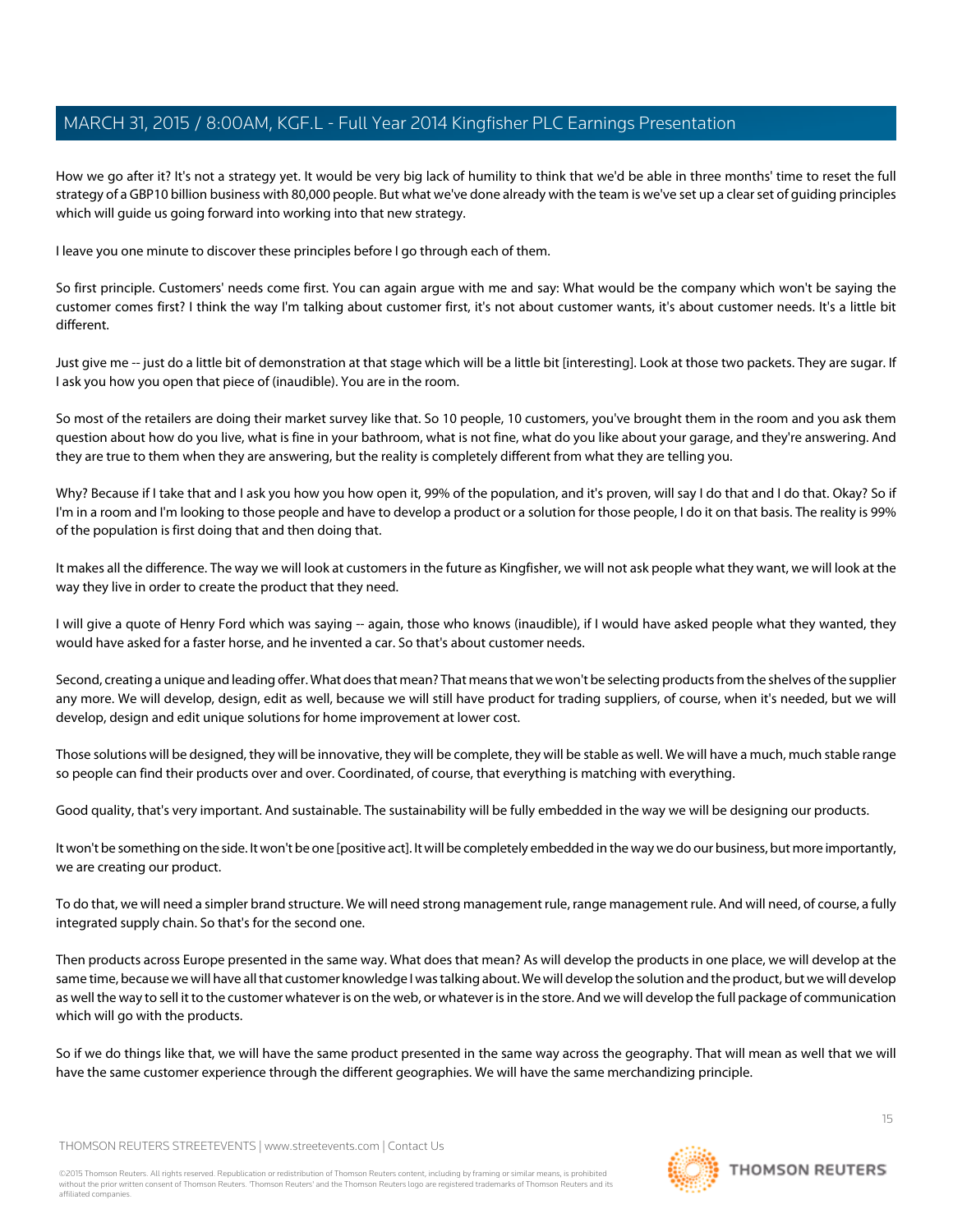How we go after it? It's not a strategy yet. It would be very big lack of humility to think that we'd be able in three months' time to reset the full strategy of a GBP10 billion business with 80,000 people. But what we've done already with the team is we've set up a clear set of guiding principles which will guide us going forward into working into that new strategy.

I leave you one minute to discover these principles before I go through each of them.

So first principle. Customers' needs come first. You can again argue with me and say: What would be the company which won't be saying the customer comes first? I think the way I'm talking about customer first, it's not about customer wants, it's about customer needs. It's a little bit different.

Just give me -- just do a little bit of demonstration at that stage which will be a little bit [interesting]. Look at those two packets. They are sugar. If I ask you how you open that piece of (inaudible). You are in the room.

So most of the retailers are doing their market survey like that. So 10 people, 10 customers, you've brought them in the room and you ask them question about how do you live, what is fine in your bathroom, what is not fine, what do you like about your garage, and they're answering. And they are true to them when they are answering, but the reality is completely different from what they are telling you.

Why? Because if I take that and I ask you how you how open it, 99% of the population, and it's proven, will say I do that and I do that. Okay? So if I'm in a room and I'm looking to those people and have to develop a product or a solution for those people, I do it on that basis. The reality is 99% of the population is first doing that and then doing that.

It makes all the difference. The way we will look at customers in the future as Kingfisher, we will not ask people what they want, we will look at the way they live in order to create the product that they need.

I will give a quote of Henry Ford which was saying -- again, those who knows (inaudible), if I would have asked people what they wanted, they would have asked for a faster horse, and he invented a car. So that's about customer needs.

Second, creating a unique and leading offer. What does that mean? That means that we won't be selecting products from the shelves of the supplier any more. We will develop, design, edit as well, because we will still have product for trading suppliers, of course, when it's needed, but we will develop, design and edit unique solutions for home improvement at lower cost.

Those solutions will be designed, they will be innovative, they will be complete, they will be stable as well. We will have a much, much stable range so people can find their products over and over. Coordinated, of course, that everything is matching with everything.

Good quality, that's very important. And sustainable. The sustainability will be fully embedded in the way we will be designing our products.

It won't be something on the side. It won't be one [positive act]. It will be completely embedded in the way we do our business, but more importantly, we are creating our product.

To do that, we will need a simpler brand structure. We will need strong management rule, range management rule. And will need, of course, a fully integrated supply chain. So that's for the second one.

Then products across Europe presented in the same way. What does that mean? As will develop the products in one place, we will develop at the same time, because we will have all that customer knowledge I was talking about. We will develop the solution and the product, but we will develop as well the way to sell it to the customer whatever is on the web, or whatever is in the store. And we will develop the full package of communication which will go with the products.

So if we do things like that, we will have the same product presented in the same way across the geography. That will mean as well that we will have the same customer experience through the different geographies. We will have the same merchandizing principle.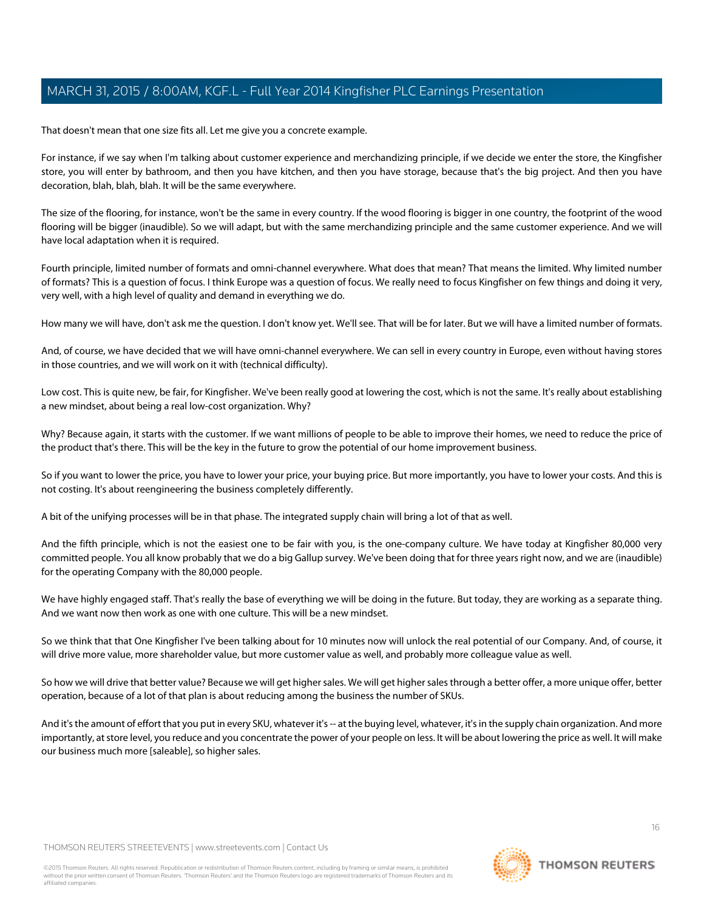That doesn't mean that one size fits all. Let me give you a concrete example.

For instance, if we say when I'm talking about customer experience and merchandizing principle, if we decide we enter the store, the Kingfisher store, you will enter by bathroom, and then you have kitchen, and then you have storage, because that's the big project. And then you have decoration, blah, blah, blah. It will be the same everywhere.

The size of the flooring, for instance, won't be the same in every country. If the wood flooring is bigger in one country, the footprint of the wood flooring will be bigger (inaudible). So we will adapt, but with the same merchandizing principle and the same customer experience. And we will have local adaptation when it is required.

Fourth principle, limited number of formats and omni-channel everywhere. What does that mean? That means the limited. Why limited number of formats? This is a question of focus. I think Europe was a question of focus. We really need to focus Kingfisher on few things and doing it very, very well, with a high level of quality and demand in everything we do.

How many we will have, don't ask me the question. I don't know yet. We'll see. That will be for later. But we will have a limited number of formats.

And, of course, we have decided that we will have omni-channel everywhere. We can sell in every country in Europe, even without having stores in those countries, and we will work on it with (technical difficulty).

Low cost. This is quite new, be fair, for Kingfisher. We've been really good at lowering the cost, which is not the same. It's really about establishing a new mindset, about being a real low-cost organization. Why?

Why? Because again, it starts with the customer. If we want millions of people to be able to improve their homes, we need to reduce the price of the product that's there. This will be the key in the future to grow the potential of our home improvement business.

So if you want to lower the price, you have to lower your price, your buying price. But more importantly, you have to lower your costs. And this is not costing. It's about reengineering the business completely differently.

A bit of the unifying processes will be in that phase. The integrated supply chain will bring a lot of that as well.

And the fifth principle, which is not the easiest one to be fair with you, is the one-company culture. We have today at Kingfisher 80,000 very committed people. You all know probably that we do a big Gallup survey. We've been doing that for three years right now, and we are (inaudible) for the operating Company with the 80,000 people.

We have highly engaged staff. That's really the base of everything we will be doing in the future. But today, they are working as a separate thing. And we want now then work as one with one culture. This will be a new mindset.

So we think that that One Kingfisher I've been talking about for 10 minutes now will unlock the real potential of our Company. And, of course, it will drive more value, more shareholder value, but more customer value as well, and probably more colleague value as well.

So how we will drive that better value? Because we will get higher sales. We will get higher sales through a better offer, a more unique offer, better operation, because of a lot of that plan is about reducing among the business the number of SKUs.

And it's the amount of effort that you put in every SKU, whatever it's -- at the buying level, whatever, it's in the supply chain organization. And more importantly, at store level, you reduce and you concentrate the power of your people on less. It will be about lowering the price as well. It will make our business much more [saleable], so higher sales.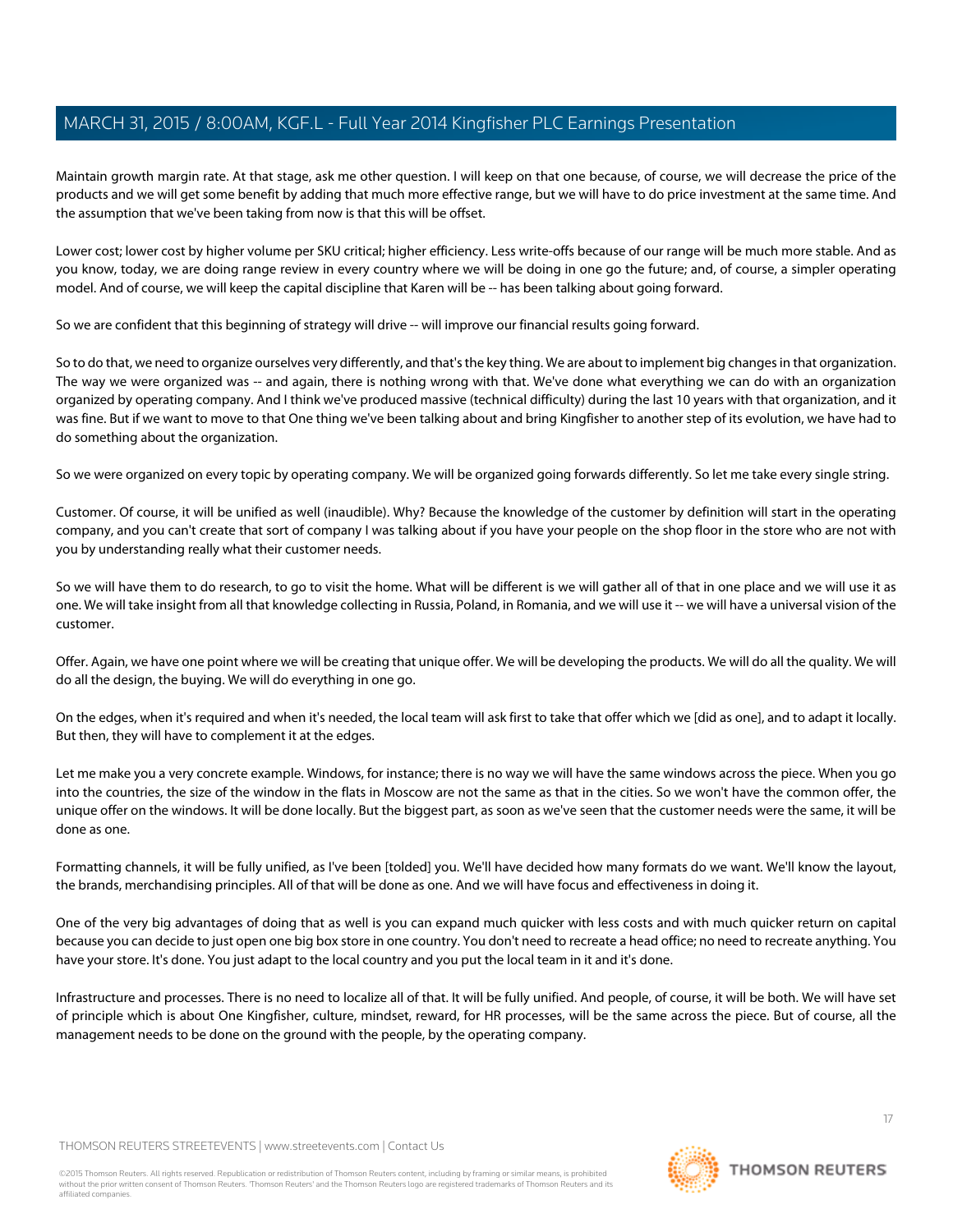Maintain growth margin rate. At that stage, ask me other question. I will keep on that one because, of course, we will decrease the price of the products and we will get some benefit by adding that much more effective range, but we will have to do price investment at the same time. And the assumption that we've been taking from now is that this will be offset.

Lower cost; lower cost by higher volume per SKU critical; higher efficiency. Less write-offs because of our range will be much more stable. And as you know, today, we are doing range review in every country where we will be doing in one go the future; and, of course, a simpler operating model. And of course, we will keep the capital discipline that Karen will be -- has been talking about going forward.

So we are confident that this beginning of strategy will drive -- will improve our financial results going forward.

So to do that, we need to organize ourselves very differently, and that's the key thing. We are about to implement big changes in that organization. The way we were organized was -- and again, there is nothing wrong with that. We've done what everything we can do with an organization organized by operating company. And I think we've produced massive (technical difficulty) during the last 10 years with that organization, and it was fine. But if we want to move to that One thing we've been talking about and bring Kingfisher to another step of its evolution, we have had to do something about the organization.

So we were organized on every topic by operating company. We will be organized going forwards differently. So let me take every single string.

Customer. Of course, it will be unified as well (inaudible). Why? Because the knowledge of the customer by definition will start in the operating company, and you can't create that sort of company I was talking about if you have your people on the shop floor in the store who are not with you by understanding really what their customer needs.

So we will have them to do research, to go to visit the home. What will be different is we will gather all of that in one place and we will use it as one. We will take insight from all that knowledge collecting in Russia, Poland, in Romania, and we will use it -- we will have a universal vision of the customer.

Offer. Again, we have one point where we will be creating that unique offer. We will be developing the products. We will do all the quality. We will do all the design, the buying. We will do everything in one go.

On the edges, when it's required and when it's needed, the local team will ask first to take that offer which we [did as one], and to adapt it locally. But then, they will have to complement it at the edges.

Let me make you a very concrete example. Windows, for instance; there is no way we will have the same windows across the piece. When you go into the countries, the size of the window in the flats in Moscow are not the same as that in the cities. So we won't have the common offer, the unique offer on the windows. It will be done locally. But the biggest part, as soon as we've seen that the customer needs were the same, it will be done as one.

Formatting channels, it will be fully unified, as I've been [tolded] you. We'll have decided how many formats do we want. We'll know the layout, the brands, merchandising principles. All of that will be done as one. And we will have focus and effectiveness in doing it.

One of the very big advantages of doing that as well is you can expand much quicker with less costs and with much quicker return on capital because you can decide to just open one big box store in one country. You don't need to recreate a head office; no need to recreate anything. You have your store. It's done. You just adapt to the local country and you put the local team in it and it's done.

Infrastructure and processes. There is no need to localize all of that. It will be fully unified. And people, of course, it will be both. We will have set of principle which is about One Kingfisher, culture, mindset, reward, for HR processes, will be the same across the piece. But of course, all the management needs to be done on the ground with the people, by the operating company.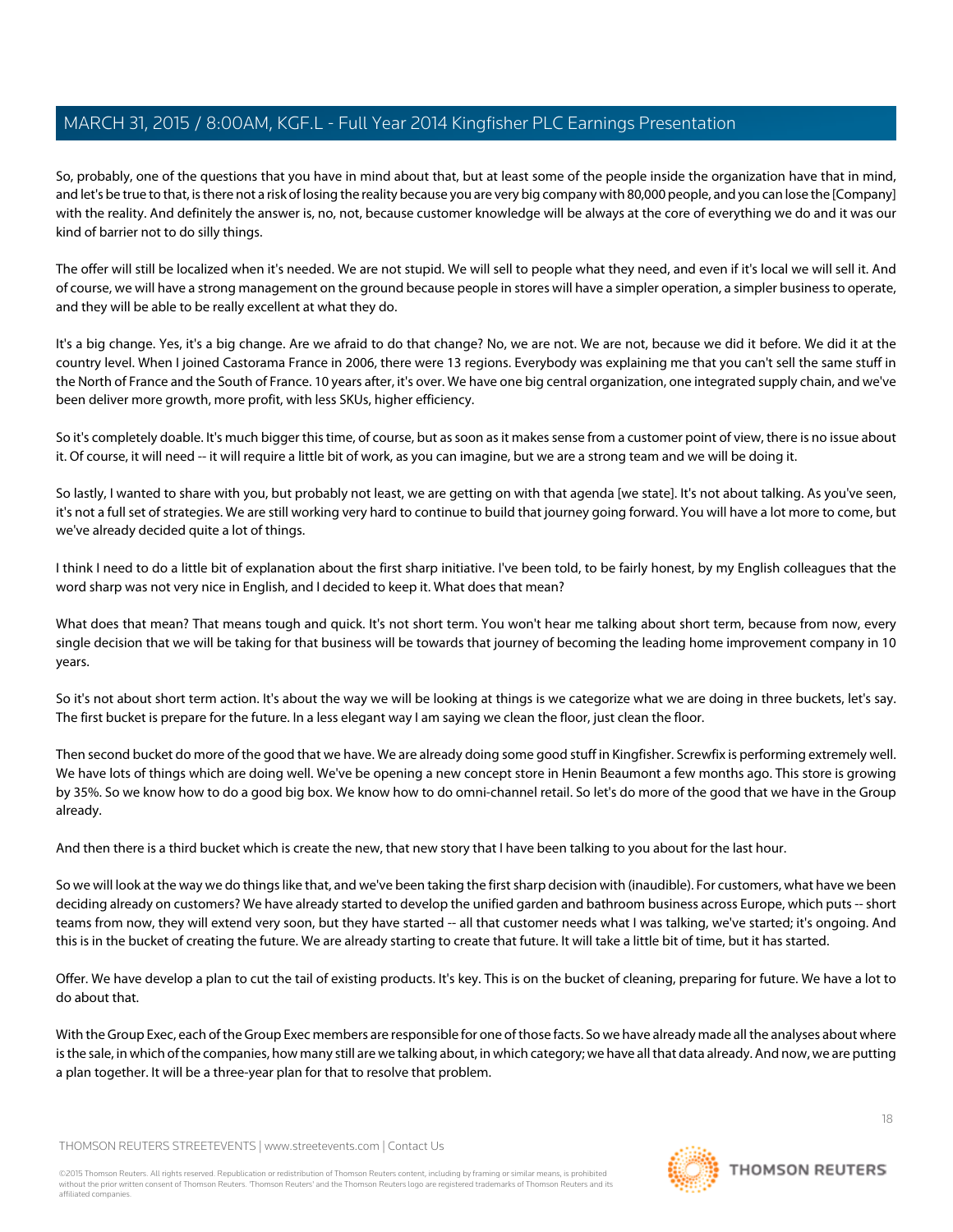So, probably, one of the questions that you have in mind about that, but at least some of the people inside the organization have that in mind, and let's be true to that, is there not a risk of losing the reality because you are very big company with 80,000 people, and you can lose the [Company] with the reality. And definitely the answer is, no, not, because customer knowledge will be always at the core of everything we do and it was our kind of barrier not to do silly things.

The offer will still be localized when it's needed. We are not stupid. We will sell to people what they need, and even if it's local we will sell it. And of course, we will have a strong management on the ground because people in stores will have a simpler operation, a simpler business to operate, and they will be able to be really excellent at what they do.

It's a big change. Yes, it's a big change. Are we afraid to do that change? No, we are not. We are not, because we did it before. We did it at the country level. When I joined Castorama France in 2006, there were 13 regions. Everybody was explaining me that you can't sell the same stuff in the North of France and the South of France. 10 years after, it's over. We have one big central organization, one integrated supply chain, and we've been deliver more growth, more profit, with less SKUs, higher efficiency.

So it's completely doable. It's much bigger this time, of course, but as soon as it makes sense from a customer point of view, there is no issue about it. Of course, it will need -- it will require a little bit of work, as you can imagine, but we are a strong team and we will be doing it.

So lastly, I wanted to share with you, but probably not least, we are getting on with that agenda [we state]. It's not about talking. As you've seen, it's not a full set of strategies. We are still working very hard to continue to build that journey going forward. You will have a lot more to come, but we've already decided quite a lot of things.

I think I need to do a little bit of explanation about the first sharp initiative. I've been told, to be fairly honest, by my English colleagues that the word sharp was not very nice in English, and I decided to keep it. What does that mean?

What does that mean? That means tough and quick. It's not short term. You won't hear me talking about short term, because from now, every single decision that we will be taking for that business will be towards that journey of becoming the leading home improvement company in 10 years.

So it's not about short term action. It's about the way we will be looking at things is we categorize what we are doing in three buckets, let's say. The first bucket is prepare for the future. In a less elegant way I am saying we clean the floor, just clean the floor.

Then second bucket do more of the good that we have. We are already doing some good stuff in Kingfisher. Screwfix is performing extremely well. We have lots of things which are doing well. We've be opening a new concept store in Henin Beaumont a few months ago. This store is growing by 35%. So we know how to do a good big box. We know how to do omni-channel retail. So let's do more of the good that we have in the Group already.

And then there is a third bucket which is create the new, that new story that I have been talking to you about for the last hour.

So we will look at the way we do things like that, and we've been taking the first sharp decision with (inaudible). For customers, what have we been deciding already on customers? We have already started to develop the unified garden and bathroom business across Europe, which puts -- short teams from now, they will extend very soon, but they have started -- all that customer needs what I was talking, we've started; it's ongoing. And this is in the bucket of creating the future. We are already starting to create that future. It will take a little bit of time, but it has started.

Offer. We have develop a plan to cut the tail of existing products. It's key. This is on the bucket of cleaning, preparing for future. We have a lot to do about that.

With the Group Exec, each of the Group Exec members are responsible for one of those facts. So we have already made all the analyses about where is the sale, in which of the companies, how many still are we talking about, in which category; we have all that data already. And now, we are putting a plan together. It will be a three-year plan for that to resolve that problem.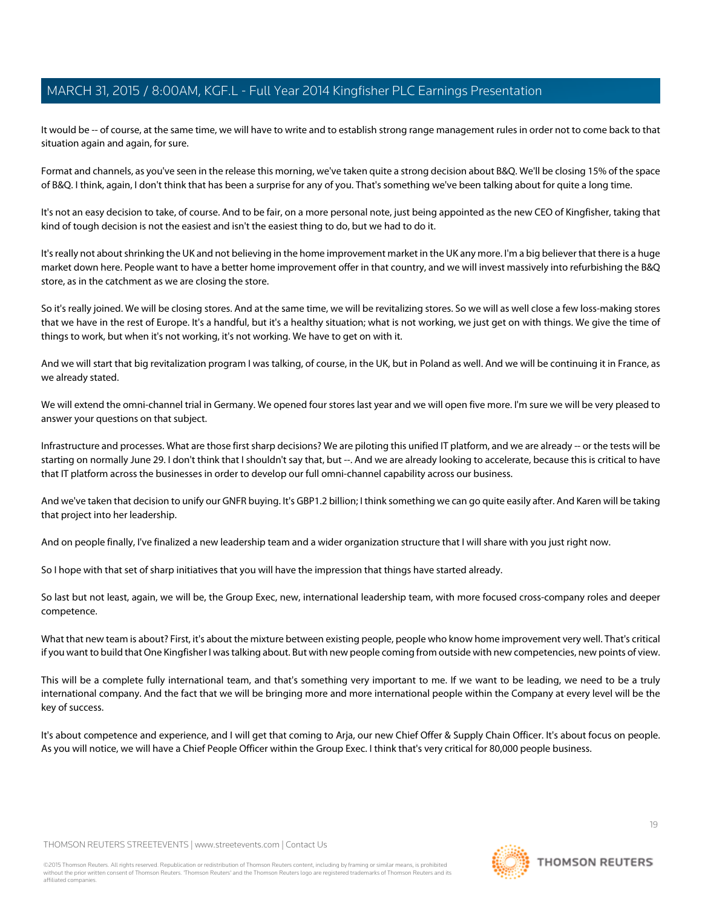It would be -- of course, at the same time, we will have to write and to establish strong range management rules in order not to come back to that situation again and again, for sure.

Format and channels, as you've seen in the release this morning, we've taken quite a strong decision about B&Q. We'll be closing 15% of the space of B&Q. I think, again, I don't think that has been a surprise for any of you. That's something we've been talking about for quite a long time.

It's not an easy decision to take, of course. And to be fair, on a more personal note, just being appointed as the new CEO of Kingfisher, taking that kind of tough decision is not the easiest and isn't the easiest thing to do, but we had to do it.

It's really not about shrinking the UK and not believing in the home improvement market in the UK any more. I'm a big believer that there is a huge market down here. People want to have a better home improvement offer in that country, and we will invest massively into refurbishing the B&Q store, as in the catchment as we are closing the store.

So it's really joined. We will be closing stores. And at the same time, we will be revitalizing stores. So we will as well close a few loss-making stores that we have in the rest of Europe. It's a handful, but it's a healthy situation; what is not working, we just get on with things. We give the time of things to work, but when it's not working, it's not working. We have to get on with it.

And we will start that big revitalization program I was talking, of course, in the UK, but in Poland as well. And we will be continuing it in France, as we already stated.

We will extend the omni-channel trial in Germany. We opened four stores last year and we will open five more. I'm sure we will be very pleased to answer your questions on that subject.

Infrastructure and processes. What are those first sharp decisions? We are piloting this unified IT platform, and we are already -- or the tests will be starting on normally June 29. I don't think that I shouldn't say that, but --. And we are already looking to accelerate, because this is critical to have that IT platform across the businesses in order to develop our full omni-channel capability across our business.

And we've taken that decision to unify our GNFR buying. It's GBP1.2 billion; I think something we can go quite easily after. And Karen will be taking that project into her leadership.

And on people finally, I've finalized a new leadership team and a wider organization structure that I will share with you just right now.

So I hope with that set of sharp initiatives that you will have the impression that things have started already.

So last but not least, again, we will be, the Group Exec, new, international leadership team, with more focused cross-company roles and deeper competence.

What that new team is about? First, it's about the mixture between existing people, people who know home improvement very well. That's critical if you want to build that One Kingfisher I was talking about. But with new people coming from outside with new competencies, new points of view.

This will be a complete fully international team, and that's something very important to me. If we want to be leading, we need to be a truly international company. And the fact that we will be bringing more and more international people within the Company at every level will be the key of success.

It's about competence and experience, and I will get that coming to Arja, our new Chief Offer & Supply Chain Officer. It's about focus on people. As you will notice, we will have a Chief People Officer within the Group Exec. I think that's very critical for 80,000 people business.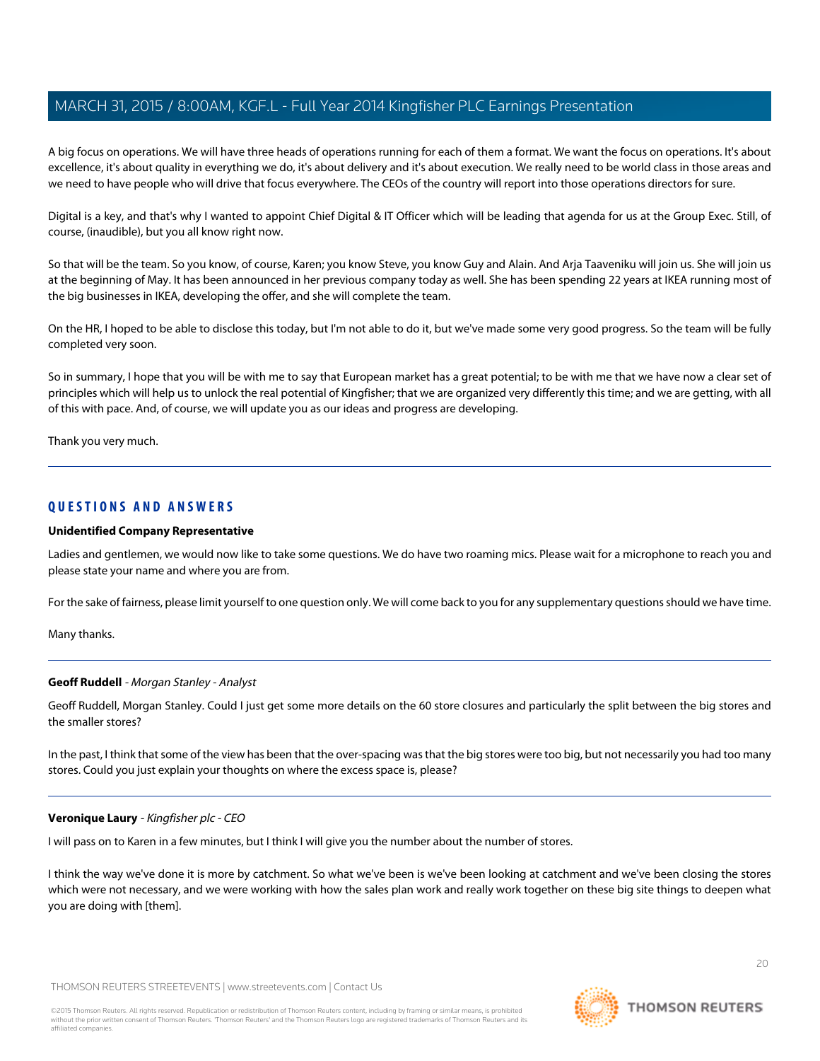A big focus on operations. We will have three heads of operations running for each of them a format. We want the focus on operations. It's about excellence, it's about quality in everything we do, it's about delivery and it's about execution. We really need to be world class in those areas and we need to have people who will drive that focus everywhere. The CEOs of the country will report into those operations directors for sure.

Digital is a key, and that's why I wanted to appoint Chief Digital & IT Officer which will be leading that agenda for us at the Group Exec. Still, of course, (inaudible), but you all know right now.

So that will be the team. So you know, of course, Karen; you know Steve, you know Guy and Alain. And Arja Taaveniku will join us. She will join us at the beginning of May. It has been announced in her previous company today as well. She has been spending 22 years at IKEA running most of the big businesses in IKEA, developing the offer, and she will complete the team.

On the HR, I hoped to be able to disclose this today, but I'm not able to do it, but we've made some very good progress. So the team will be fully completed very soon.

So in summary, I hope that you will be with me to say that European market has a great potential; to be with me that we have now a clear set of principles which will help us to unlock the real potential of Kingfisher; that we are organized very differently this time; and we are getting, with all of this with pace. And, of course, we will update you as our ideas and progress are developing.

Thank you very much.

---

## QUESTIONS AND ANSWERS

**Unidentified Company Representative**

Ladies and gentlemen, we would now like to take some questions. We do have two roaming mics. Please wait for a microphone to reach you and please state your name and where you are from.

For the sake of fairness, please limit yourself to one question only. We will come back to you for any supplementary questions should we have time.

Many thanks.

---

**Geoff Ruddell** - *Morgan Stanley - Analyst*

Geoff Ruddell, Morgan Stanley. Could I just get some more details on the 60 store closures and particularly the split between the big stores and the smaller stores?

In the past, I think that some of the view has been that the over-spacing was that the big stores were too big, but not necessarily you had too many stores. Could you just explain your thoughts on where the excess space is, please?

---

**Veronique Laury** - *Kingfisher plc - CEO*

I will pass on to Karen in a few minutes, but I think I will give you the number about the number of stores.

I think the way we've done it is more by catchment. So what we've been is we've been looking at catchment and we've been closing the stores which were not necessary, and we were working with how the sales plan work and really work together on these big site things to deepen what you are doing with [them].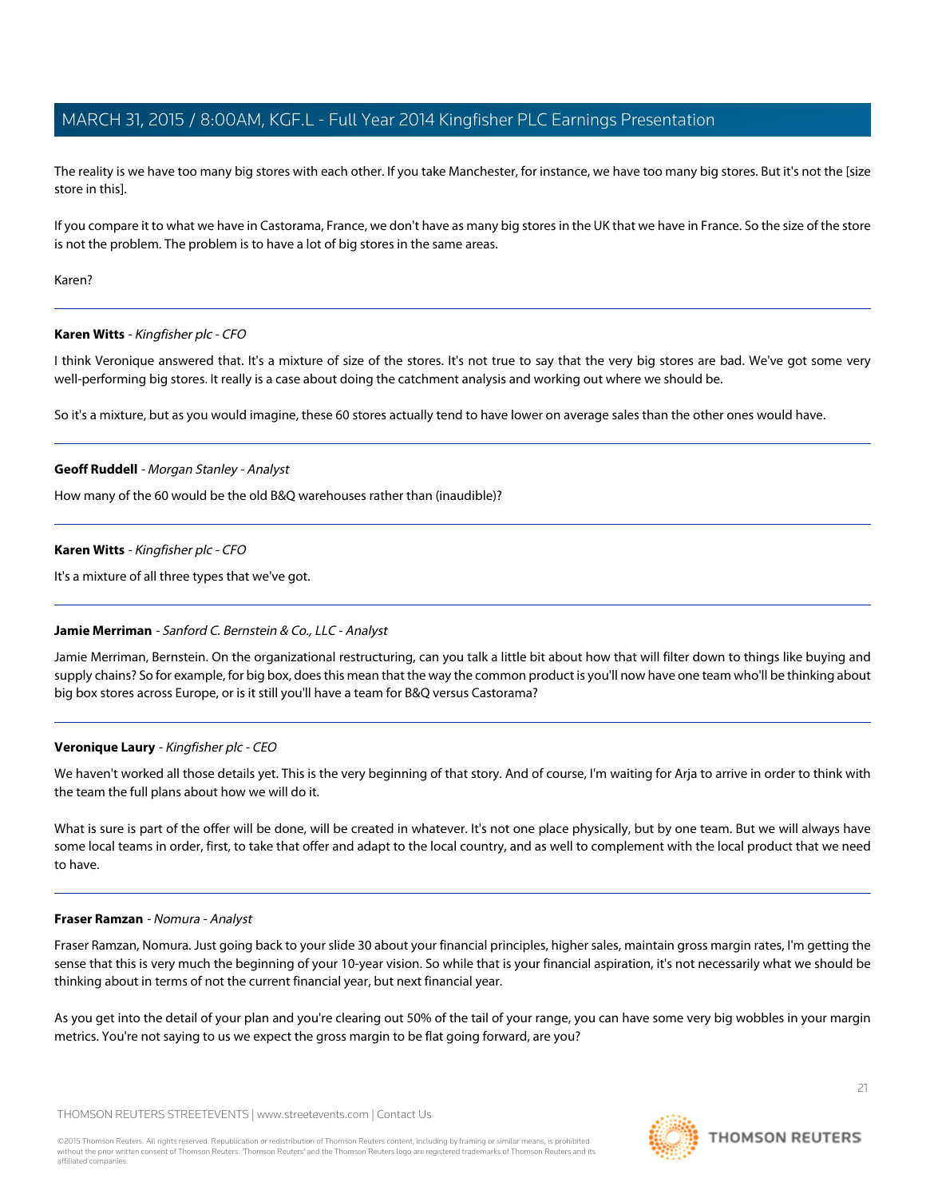The reality is we have too many big stores with each other. If you take Manchester, for instance, we have too many big stores. But it's not the [size store in this].

If you compare it to what we have in Castorama, France, we don't have as many big stores in the UK that we have in France. So the size of the store is not the problem. The problem is to have a lot of big stores in the same areas.

Karen?

---

**Karen Witts** - *Kingfisher plc - CFO*

I think Veronique answered that. It's a mixture of size of the stores. It's not true to say that the very big stores are bad. We've got some very well-performing big stores. It really is a case about doing the catchment analysis and working out where we should be.

So it's a mixture, but as you would imagine, these 60 stores actually tend to have lower on average sales than the other ones would have.

---

**Geoff Ruddell** - *Morgan Stanley - Analyst*

How many of the 60 would be the old B&Q warehouses rather than (inaudible)?

---

**Karen Witts** - *Kingfisher plc - CFO*

It's a mixture of all three types that we've got.

---

**Jamie Merriman** - *Sanford C. Bernstein & Co., LLC - Analyst*

Jamie Merriman, Bernstein. On the organizational restructuring, can you talk a little bit about how that will filter down to things like buying and supply chains? So for example, for big box, does this mean that the way the common product is you'll now have one team who'll be thinking about big box stores across Europe, or is it still you'll have a team for B&Q versus Castorama?

---

**Veronique Laury** - *Kingfisher plc - CEO*

We haven't worked all those details yet. This is the very beginning of that story. And of course, I'm waiting for Arja to arrive in order to think with the team the full plans about how we will do it.

What is sure is part of the offer will be done, will be created in whatever. It's not one place physically, but by one team. But we will always have some local teams in order, first, to take that offer and adapt to the local country, and as well to complement with the local product that we need to have.

---

**Fraser Ramzan** - *Nomura - Analyst*

Fraser Ramzan, Nomura. Just going back to your slide 30 about your financial principles, higher sales, maintain gross margin rates, I'm getting the sense that this is very much the beginning of your 10-year vision. So while that is your financial aspiration, it's not necessarily what we should be thinking about in terms of not the current financial year, but next financial year.

As you get into the detail of your plan and you're clearing out 50% of the tail of your range, you can have some very big wobbles in your margin metrics. You're not saying to us we expect the gross margin to be flat going forward, are you?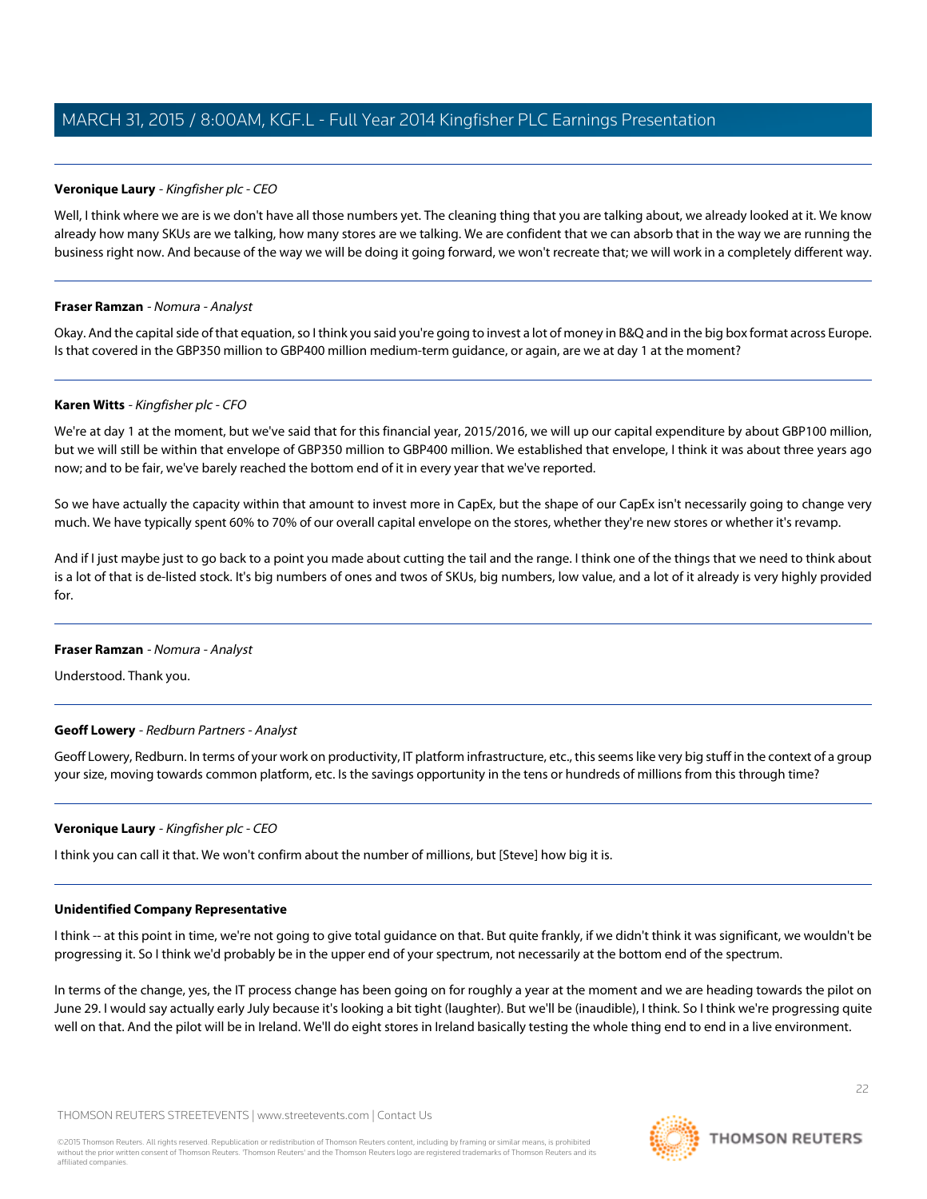**Veronique Laury** - *Kingfisher plc - CEO*

Well, I think where we are is we don't have all those numbers yet. The cleaning thing that you are talking about, we already looked at it. We know already how many SKUs are we talking, how many stores are we talking. We are confident that we can absorb that in the way we are running the business right now. And because of the way we will be doing it going forward, we won't recreate that; we will work in a completely different way.

---

**Fraser Ramzan** - *Nomura - Analyst*

Okay. And the capital side of that equation, so I think you said you're going to invest a lot of money in B&Q and in the big box format across Europe. Is that covered in the GBP350 million to GBP400 million medium-term guidance, or again, are we at day 1 at the moment?

---

**Karen Witts** - *Kingfisher plc - CFO*

We're at day 1 at the moment, but we've said that for this financial year, 2015/2016, we will up our capital expenditure by about GBP100 million, but we will still be within that envelope of GBP350 million to GBP400 million. We established that envelope, I think it was about three years ago now; and to be fair, we've barely reached the bottom end of it in every year that we've reported.

So we have actually the capacity within that amount to invest more in CapEx, but the shape of our CapEx isn't necessarily going to change very much. We have typically spent 60% to 70% of our overall capital envelope on the stores, whether they're new stores or whether it's revamp.

And if I just maybe just to go back to a point you made about cutting the tail and the range. I think one of the things that we need to think about is a lot of that is de-listed stock. It's big numbers of ones and twos of SKUs, big numbers, low value, and a lot of it already is very highly provided for.

---

**Fraser Ramzan** - *Nomura - Analyst*

Understood. Thank you.

---

**Geoff Lowery** - *Redburn Partners - Analyst*

Geoff Lowery, Redburn. In terms of your work on productivity, IT platform infrastructure, etc., this seems like very big stuff in the context of a group your size, moving towards common platform, etc. Is the savings opportunity in the tens or hundreds of millions from this through time?

---

**Veronique Laury** - *Kingfisher plc - CEO*

I think you can call it that. We won't confirm about the number of millions, but [Steve] how big it is.

---

**Unidentified Company Representative**

I think -- at this point in time, we're not going to give total guidance on that. But quite frankly, if we didn't think it was significant, we wouldn't be progressing it. So I think we'd probably be in the upper end of your spectrum, not necessarily at the bottom end of the spectrum.

In terms of the change, yes, the IT process change has been going on for roughly a year at the moment and we are heading towards the pilot on June 29. I would say actually early July because it's looking a bit tight (laughter). But we'll be (inaudible), I think. So I think we're progressing quite well on that. And the pilot will be in Ireland. We'll do eight stores in Ireland basically testing the whole thing end to end in a live environment.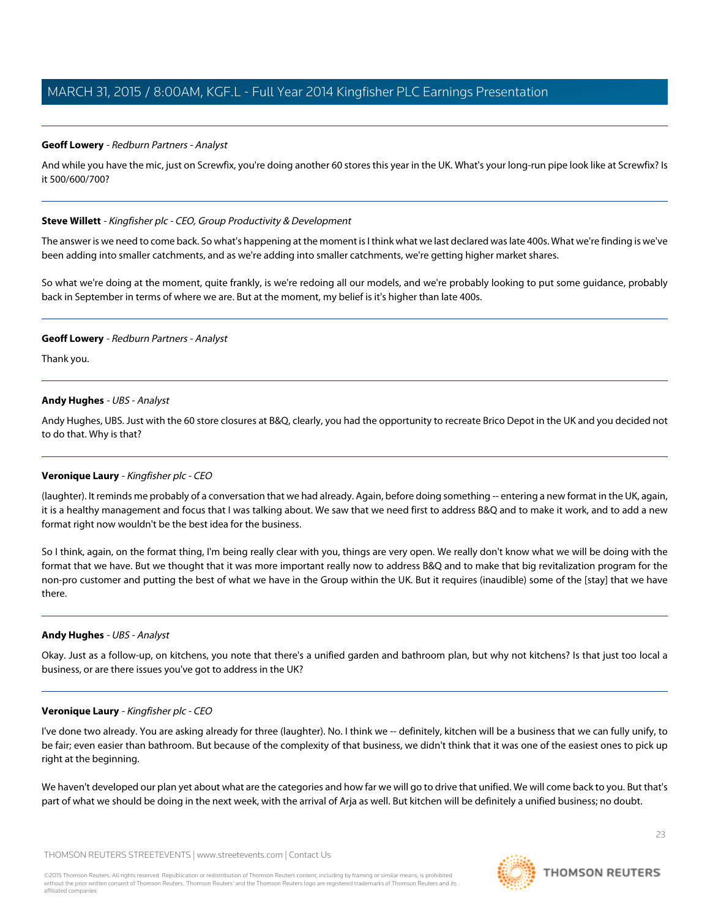**Geoff Lowery** - *Redburn Partners - Analyst*

And while you have the mic, just on Screwfix, you're doing another 60 stores this year in the UK. What's your long-run pipe look like at Screwfix? Is it 500/600/700?

---

**Steve Willett** - *Kingfisher plc - CEO, Group Productivity & Development*

The answer is we need to come back. So what's happening at the moment is I think what we last declared was late 400s. What we're finding is we've been adding into smaller catchments, and as we're adding into smaller catchments, we're getting higher market shares.

So what we're doing at the moment, quite frankly, is we're redoing all our models, and we're probably looking to put some guidance, probably back in September in terms of where we are. But at the moment, my belief is it's higher than late 400s.

---

**Geoff Lowery** - *Redburn Partners - Analyst*

Thank you.

---

**Andy Hughes** - *UBS - Analyst*

Andy Hughes, UBS. Just with the 60 store closures at B&Q, clearly, you had the opportunity to recreate Brico Depot in the UK and you decided not to do that. Why is that?

---

**Veronique Laury** - *Kingfisher plc - CEO*

(laughter). It reminds me probably of a conversation that we had already. Again, before doing something -- entering a new format in the UK, again, it is a healthy management and focus that I was talking about. We saw that we need first to address B&Q and to make it work, and to add a new format right now wouldn't be the best idea for the business.

So I think, again, on the format thing, I'm being really clear with you, things are very open. We really don't know what we will be doing with the format that we have. But we thought that it was more important really now to address B&Q and to make that big revitalization program for the non-pro customer and putting the best of what we have in the Group within the UK. But it requires (inaudible) some of the [stay] that we have there.

---

**Andy Hughes** - *UBS - Analyst*

Okay. Just as a follow-up, on kitchens, you note that there's a unified garden and bathroom plan, but why not kitchens? Is that just too local a business, or are there issues you've got to address in the UK?

---

**Veronique Laury** - *Kingfisher plc - CEO*

I've done two already. You are asking already for three (laughter). No. I think we -- definitely, kitchen will be a business that we can fully unify, to be fair; even easier than bathroom. But because of the complexity of that business, we didn't think that it was one of the easiest ones to pick up right at the beginning.

We haven't developed our plan yet about what are the categories and how far we will go to drive that unified. We will come back to you. But that's part of what we should be doing in the next week, with the arrival of Arja as well. But kitchen will be definitely a unified business; no doubt.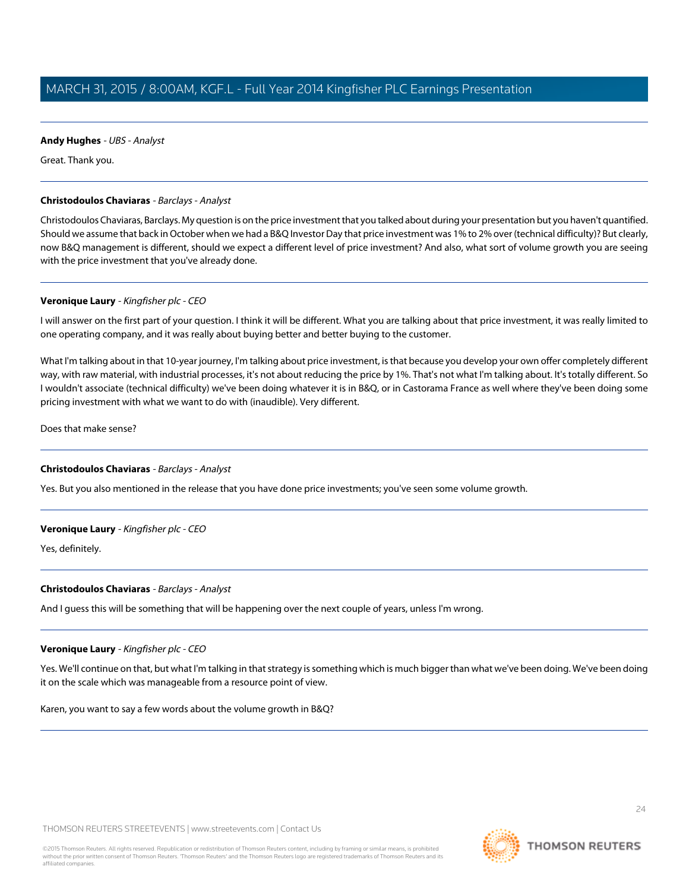**Andy Hughes** - *UBS - Analyst*

Great. Thank you.

---

**Christodoulos Chaviaras** - *Barclays - Analyst*

Christodoulos Chaviaras, Barclays. My question is on the price investment that you talked about during your presentation but you haven't quantified. Should we assume that back in October when we had a B&Q Investor Day that price investment was 1% to 2% over (technical difficulty)? But clearly, now B&Q management is different, should we expect a different level of price investment? And also, what sort of volume growth you are seeing with the price investment that you've already done.

---

**Veronique Laury** - *Kingfisher plc - CEO*

I will answer on the first part of your question. I think it will be different. What you are talking about that price investment, it was really limited to one operating company, and it was really about buying better and better buying to the customer.

What I'm talking about in that 10-year journey, I'm talking about price investment, is that because you develop your own offer completely different way, with raw material, with industrial processes, it's not about reducing the price by 1%. That's not what I'm talking about. It's totally different. So I wouldn't associate (technical difficulty) we've been doing whatever it is in B&Q, or in Castorama France as well where they've been doing some pricing investment with what we want to do with (inaudible). Very different.

Does that make sense?

---

**Christodoulos Chaviaras** - *Barclays - Analyst*

Yes. But you also mentioned in the release that you have done price investments; you've seen some volume growth.

---

**Veronique Laury** - *Kingfisher plc - CEO*

Yes, definitely.

---

**Christodoulos Chaviaras** - *Barclays - Analyst*

And I guess this will be something that will be happening over the next couple of years, unless I'm wrong.

---

**Veronique Laury** - *Kingfisher plc - CEO*

Yes. We'll continue on that, but what I'm talking in that strategy is something which is much bigger than what we've been doing. We've been doing it on the scale which was manageable from a resource point of view.

Karen, you want to say a few words about the volume growth in B&Q?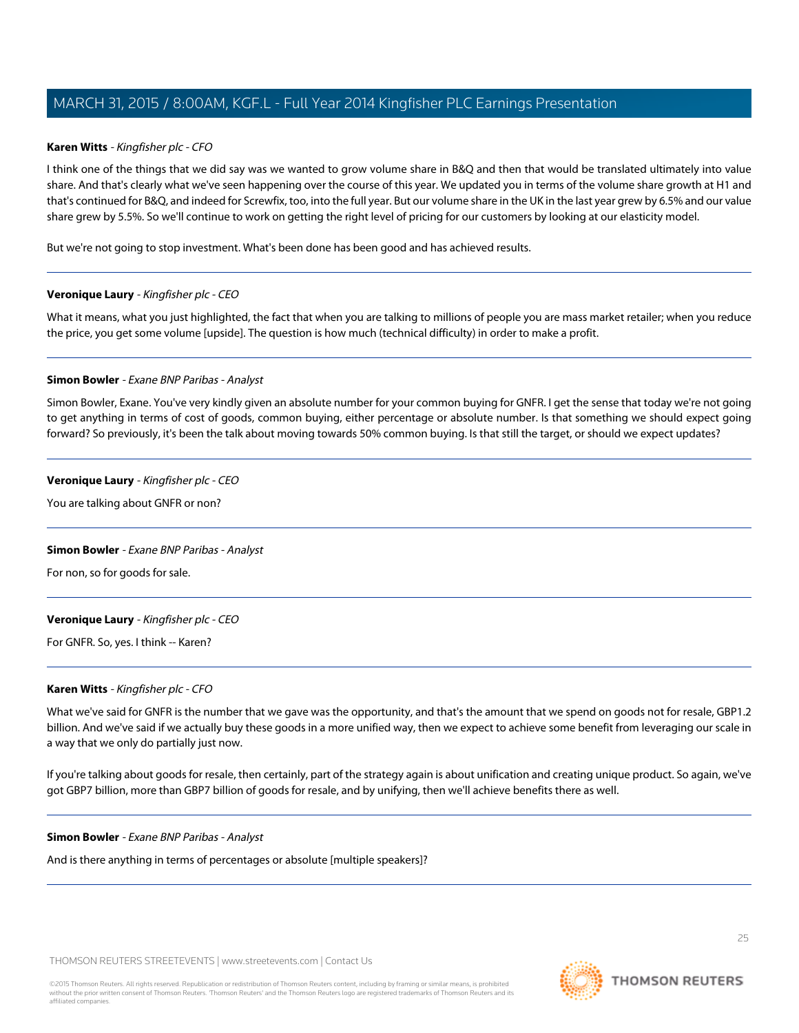**Karen Witts** - *Kingfisher plc - CFO*

I think one of the things that we did say was we wanted to grow volume share in B&Q and then that would be translated ultimately into value share. And that's clearly what we've seen happening over the course of this year. We updated you in terms of the volume share growth at H1 and that's continued for B&Q, and indeed for Screwfix, too, into the full year. But our volume share in the UK in the last year grew by 6.5% and our value share grew by 5.5%. So we'll continue to work on getting the right level of pricing for our customers by looking at our elasticity model.

But we're not going to stop investment. What's been done has been good and has achieved results.

---

**Veronique Laury** - *Kingfisher plc - CEO*

What it means, what you just highlighted, the fact that when you are talking to millions of people you are mass market retailer; when you reduce the price, you get some volume [upside]. The question is how much (technical difficulty) in order to make a profit.

---

**Simon Bowler** - *Exane BNP Paribas - Analyst*

Simon Bowler, Exane. You've very kindly given an absolute number for your common buying for GNFR. I get the sense that today we're not going to get anything in terms of cost of goods, common buying, either percentage or absolute number. Is that something we should expect going forward? So previously, it's been the talk about moving towards 50% common buying. Is that still the target, or should we expect updates?

---

**Veronique Laury** - *Kingfisher plc - CEO*

You are talking about GNFR or non?

---

**Simon Bowler** - *Exane BNP Paribas - Analyst*

For non, so for goods for sale.

---

**Veronique Laury** - *Kingfisher plc - CEO*

For GNFR. So, yes. I think -- Karen?

---

**Karen Witts** - *Kingfisher plc - CFO*

What we've said for GNFR is the number that we gave was the opportunity, and that's the amount that we spend on goods not for resale, GBP1.2 billion. And we've said if we actually buy these goods in a more unified way, then we expect to achieve some benefit from leveraging our scale in a way that we only do partially just now.

If you're talking about goods for resale, then certainly, part of the strategy again is about unification and creating unique product. So again, we've got GBP7 billion, more than GBP7 billion of goods for resale, and by unifying, then we'll achieve benefits there as well.

---

**Simon Bowler** - *Exane BNP Paribas - Analyst*

And is there anything in terms of percentages or absolute [multiple speakers]?

---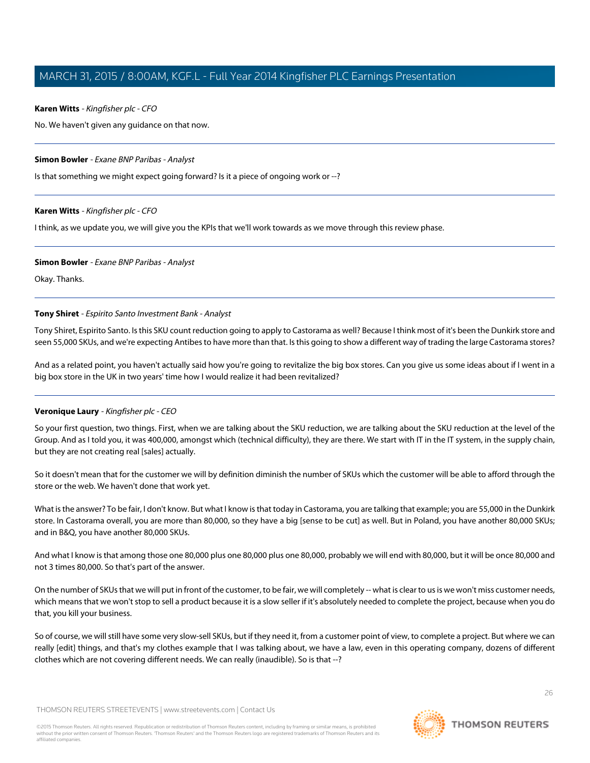**Karen Witts** - *Kingfisher plc - CFO*

No. We haven't given any guidance on that now.

---

**Simon Bowler** - *Exane BNP Paribas - Analyst*

Is that something we might expect going forward? Is it a piece of ongoing work or --?

---

**Karen Witts** - *Kingfisher plc - CFO*

I think, as we update you, we will give you the KPIs that we'll work towards as we move through this review phase.

---

**Simon Bowler** - *Exane BNP Paribas - Analyst*

Okay. Thanks.

---

**Tony Shiret** - *Espirito Santo Investment Bank - Analyst*

Tony Shiret, Espirito Santo. Is this SKU count reduction going to apply to Castorama as well? Because I think most of it's been the Dunkirk store and seen 55,000 SKUs, and we're expecting Antibes to have more than that. Is this going to show a different way of trading the large Castorama stores?

And as a related point, you haven't actually said how you're going to revitalize the big box stores. Can you give us some ideas about if I went in a big box store in the UK in two years' time how I would realize it had been revitalized?

---

**Veronique Laury** - *Kingfisher plc - CEO*

So your first question, two things. First, when we are talking about the SKU reduction, we are talking about the SKU reduction at the level of the Group. And as I told you, it was 400,000, amongst which (technical difficulty), they are there. We start with IT in the IT system, in the supply chain, but they are not creating real [sales] actually.

So it doesn't mean that for the customer we will by definition diminish the number of SKUs which the customer will be able to afford through the store or the web. We haven't done that work yet.

What is the answer? To be fair, I don't know. But what I know is that today in Castorama, you are talking that example; you are 55,000 in the Dunkirk store. In Castorama overall, you are more than 80,000, so they have a big [sense to be cut] as well. But in Poland, you have another 80,000 SKUs; and in B&Q, you have another 80,000 SKUs.

And what I know is that among those one 80,000 plus one 80,000 plus one 80,000, probably we will end with 80,000, but it will be once 80,000 and not 3 times 80,000. So that's part of the answer.

On the number of SKUs that we will put in front of the customer, to be fair, we will completely -- what is clear to us is we won't miss customer needs, which means that we won't stop to sell a product because it is a slow seller if it's absolutely needed to complete the project, because when you do that, you kill your business.

So of course, we will still have some very slow-sell SKUs, but if they need it, from a customer point of view, to complete a project. But where we can really [edit] things, and that's my clothes example that I was talking about, we have a law, even in this operating company, dozens of different clothes which are not covering different needs. We can really (inaudible). So is that --?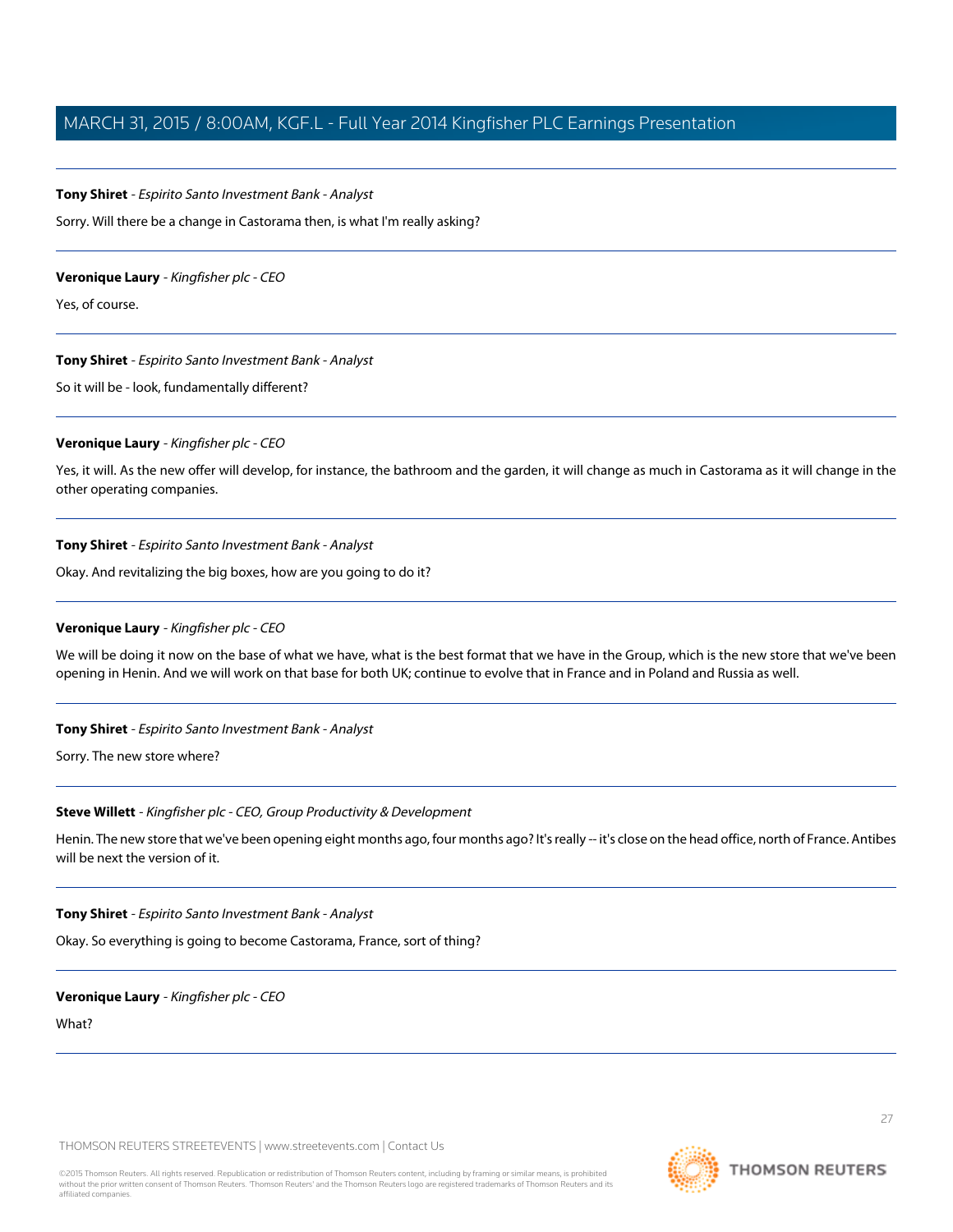**Tony Shiret** - *Espirito Santo Investment Bank - Analyst*

Sorry. Will there be a change in Castorama then, is what I'm really asking?

---

**Veronique Laury** - *Kingfisher plc - CEO*

Yes, of course.

---

**Tony Shiret** - *Espirito Santo Investment Bank - Analyst*

So it will be - look, fundamentally different?

---

**Veronique Laury** - *Kingfisher plc - CEO*

Yes, it will. As the new offer will develop, for instance, the bathroom and the garden, it will change as much in Castorama as it will change in the other operating companies.

---

**Tony Shiret** - *Espirito Santo Investment Bank - Analyst*

Okay. And revitalizing the big boxes, how are you going to do it?

---

**Veronique Laury** - *Kingfisher plc - CEO*

We will be doing it now on the base of what we have, what is the best format that we have in the Group, which is the new store that we've been opening in Henin. And we will work on that base for both UK; continue to evolve that in France and in Poland and Russia as well.

---

**Tony Shiret** - *Espirito Santo Investment Bank - Analyst*

Sorry. The new store where?

---

**Steve Willett** - *Kingfisher plc - CEO, Group Productivity & Development*

Henin. The new store that we've been opening eight months ago, four months ago? It's really -- it's close on the head office, north of France. Antibes will be next the version of it.

---

**Tony Shiret** - *Espirito Santo Investment Bank - Analyst*

Okay. So everything is going to become Castorama, France, sort of thing?

---

**Veronique Laury** - *Kingfisher plc - CEO*

What?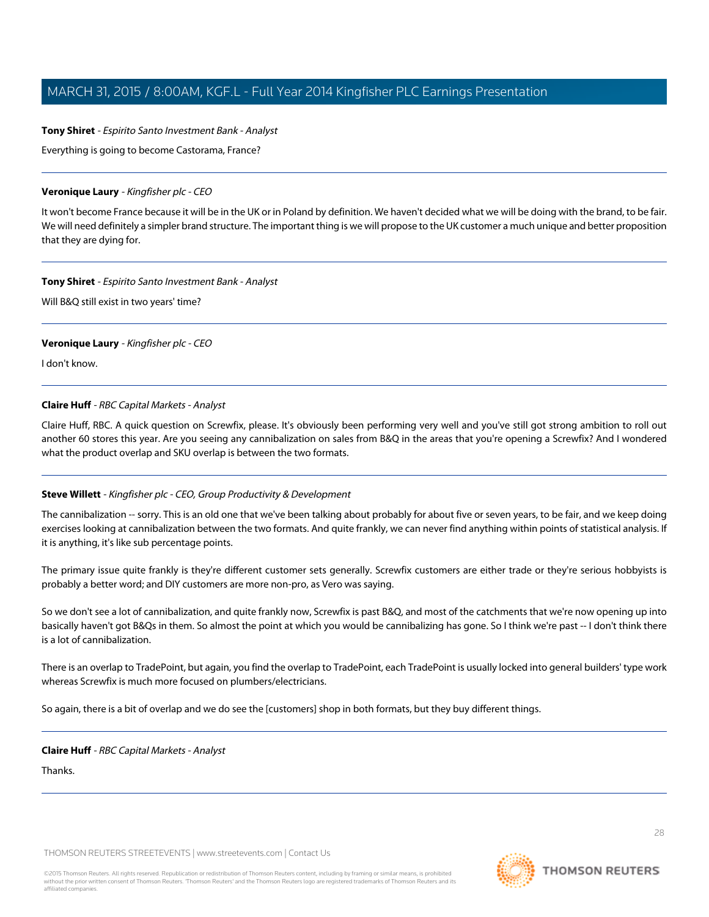**Tony Shiret** - *Espirito Santo Investment Bank - Analyst*

Everything is going to become Castorama, France?

---

**Veronique Laury** - *Kingfisher plc - CEO*

It won't become France because it will be in the UK or in Poland by definition. We haven't decided what we will be doing with the brand, to be fair. We will need definitely a simpler brand structure. The important thing is we will propose to the UK customer a much unique and better proposition that they are dying for.

---

**Tony Shiret** - *Espirito Santo Investment Bank - Analyst*

Will B&Q still exist in two years' time?

---

**Veronique Laury** - *Kingfisher plc - CEO*

I don't know.

---

**Claire Huff** - *RBC Capital Markets - Analyst*

Claire Huff, RBC. A quick question on Screwfix, please. It's obviously been performing very well and you've still got strong ambition to roll out another 60 stores this year. Are you seeing any cannibalization on sales from B&Q in the areas that you're opening a Screwfix? And I wondered what the product overlap and SKU overlap is between the two formats.

---

**Steve Willett** - *Kingfisher plc - CEO, Group Productivity & Development*

The cannibalization -- sorry. This is an old one that we've been talking about probably for about five or seven years, to be fair, and we keep doing exercises looking at cannibalization between the two formats. And quite frankly, we can never find anything within points of statistical analysis. If it is anything, it's like sub percentage points.

The primary issue quite frankly is they're different customer sets generally. Screwfix customers are either trade or they're serious hobbyists is probably a better word; and DIY customers are more non-pro, as Vero was saying.

So we don't see a lot of cannibalization, and quite frankly now, Screwfix is past B&Q, and most of the catchments that we're now opening up into basically haven't got B&Qs in them. So almost the point at which you would be cannibalizing has gone. So I think we're past -- I don't think there is a lot of cannibalization.

There is an overlap to TradePoint, but again, you find the overlap to TradePoint, each TradePoint is usually locked into general builders' type work whereas Screwfix is much more focused on plumbers/electricians.

So again, there is a bit of overlap and we do see the [customers] shop in both formats, but they buy different things.

---

**Claire Huff** - *RBC Capital Markets - Analyst*

Thanks.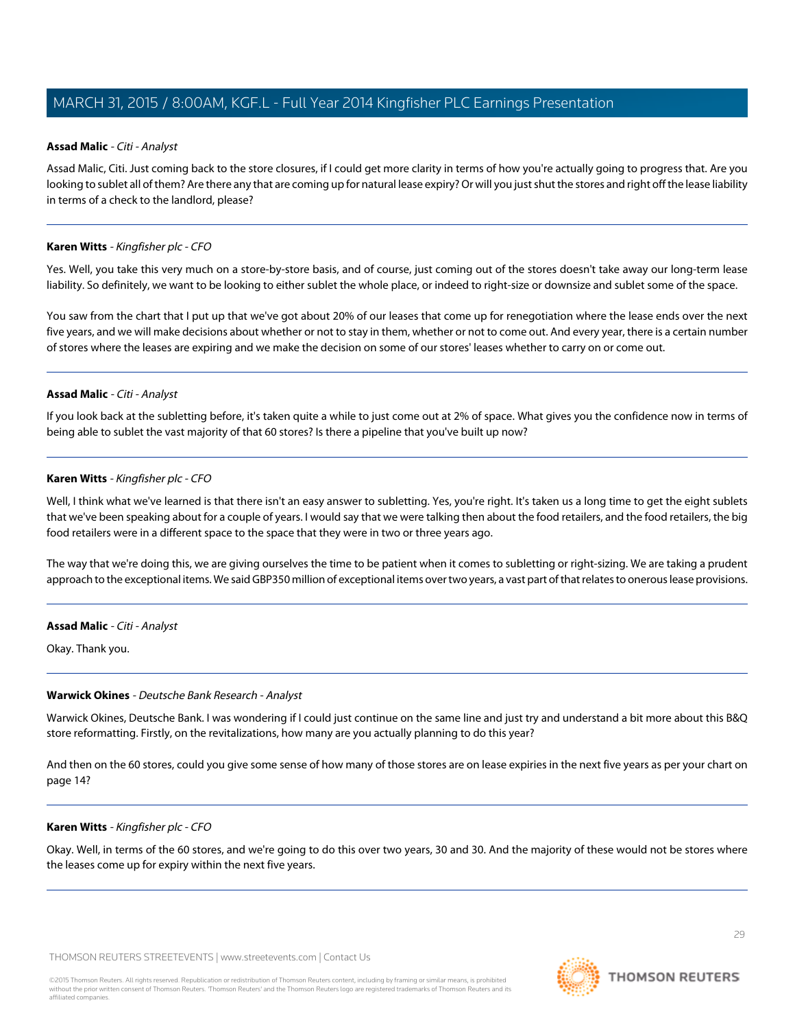**Assad Malic** - *Citi - Analyst*

Assad Malic, Citi. Just coming back to the store closures, if I could get more clarity in terms of how you're actually going to progress that. Are you looking to sublet all of them? Are there any that are coming up for natural lease expiry? Or will you just shut the stores and right off the lease liability in terms of a check to the landlord, please?

---

**Karen Witts** - *Kingfisher plc - CFO*

Yes. Well, you take this very much on a store-by-store basis, and of course, just coming out of the stores doesn't take away our long-term lease liability. So definitely, we want to be looking to either sublet the whole place, or indeed to right-size or downsize and sublet some of the space.

You saw from the chart that I put up that we've got about 20% of our leases that come up for renegotiation where the lease ends over the next five years, and we will make decisions about whether or not to stay in them, whether or not to come out. And every year, there is a certain number of stores where the leases are expiring and we make the decision on some of our stores' leases whether to carry on or come out.

---

**Assad Malic** - *Citi - Analyst*

If you look back at the subletting before, it's taken quite a while to just come out at 2% of space. What gives you the confidence now in terms of being able to sublet the vast majority of that 60 stores? Is there a pipeline that you've built up now?

---

**Karen Witts** - *Kingfisher plc - CFO*

Well, I think what we've learned is that there isn't an easy answer to subletting. Yes, you're right. It's taken us a long time to get the eight sublets that we've been speaking about for a couple of years. I would say that we were talking then about the food retailers, and the food retailers, the big food retailers were in a different space to the space that they were in two or three years ago.

The way that we're doing this, we are giving ourselves the time to be patient when it comes to subletting or right-sizing. We are taking a prudent approach to the exceptional items. We said GBP350 million of exceptional items over two years, a vast part of that relates to onerous lease provisions.

---

**Assad Malic** - *Citi - Analyst*

Okay. Thank you.

---

**Warwick Okines** - *Deutsche Bank Research - Analyst*

Warwick Okines, Deutsche Bank. I was wondering if I could just continue on the same line and just try and understand a bit more about this B&Q store reformatting. Firstly, on the revitalizations, how many are you actually planning to do this year?

And then on the 60 stores, could you give some sense of how many of those stores are on lease expiries in the next five years as per your chart on page 14?

---

**Karen Witts** - *Kingfisher plc - CFO*

Okay. Well, in terms of the 60 stores, and we're going to do this over two years, 30 and 30. And the majority of these would not be stores where the leases come up for expiry within the next five years.

---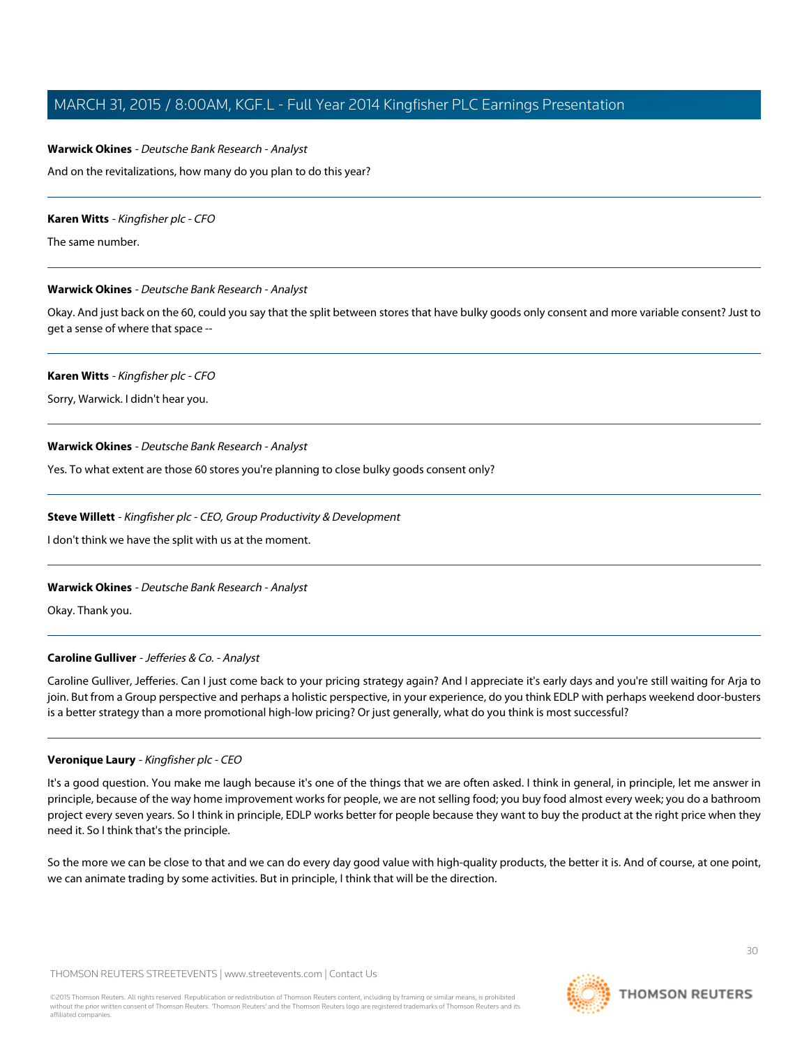**Warwick Okines** - *Deutsche Bank Research - Analyst*

And on the revitalizations, how many do you plan to do this year?

---

**Karen Witts** - *Kingfisher plc - CFO*

The same number.

---

**Warwick Okines** - *Deutsche Bank Research - Analyst*

Okay. And just back on the 60, could you say that the split between stores that have bulky goods only consent and more variable consent? Just to get a sense of where that space --

---

**Karen Witts** - *Kingfisher plc - CFO*

Sorry, Warwick. I didn't hear you.

---

**Warwick Okines** - *Deutsche Bank Research - Analyst*

Yes. To what extent are those 60 stores you're planning to close bulky goods consent only?

---

**Steve Willett** - *Kingfisher plc - CEO, Group Productivity & Development*

I don't think we have the split with us at the moment.

---

**Warwick Okines** - *Deutsche Bank Research - Analyst*

Okay. Thank you.

---

**Caroline Gulliver** - *Jefferies & Co. - Analyst*

Caroline Gulliver, Jefferies. Can I just come back to your pricing strategy again? And I appreciate it's early days and you're still waiting for Arja to join. But from a Group perspective and perhaps a holistic perspective, in your experience, do you think EDLP with perhaps weekend door-busters is a better strategy than a more promotional high-low pricing? Or just generally, what do you think is most successful?

---

**Veronique Laury** - *Kingfisher plc - CEO*

It's a good question. You make me laugh because it's one of the things that we are often asked. I think in general, in principle, let me answer in principle, because of the way home improvement works for people, we are not selling food; you buy food almost every week; you do a bathroom project every seven years. So I think in principle, EDLP works better for people because they want to buy the product at the right price when they need it. So I think that's the principle.

So the more we can be close to that and we can do every day good value with high-quality products, the better it is. And of course, at one point, we can animate trading by some activities. But in principle, I think that will be the direction.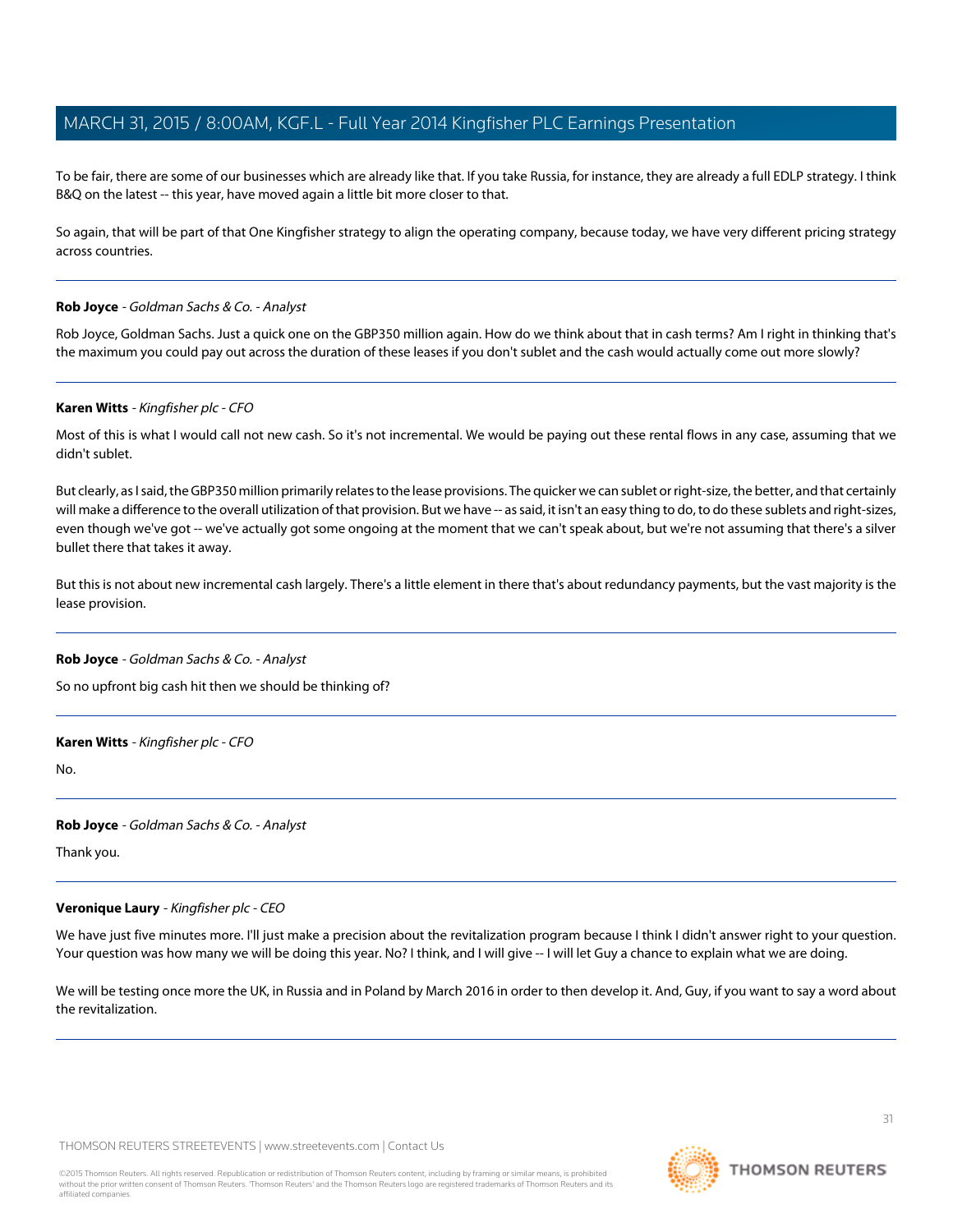To be fair, there are some of our businesses which are already like that. If you take Russia, for instance, they are already a full EDLP strategy. I think B&Q on the latest -- this year, have moved again a little bit more closer to that.

So again, that will be part of that One Kingfisher strategy to align the operating company, because today, we have very different pricing strategy across countries.

---

**Rob Joyce** - *Goldman Sachs & Co. - Analyst*

Rob Joyce, Goldman Sachs. Just a quick one on the GBP350 million again. How do we think about that in cash terms? Am I right in thinking that's the maximum you could pay out across the duration of these leases if you don't sublet and the cash would actually come out more slowly?

---

**Karen Witts** - *Kingfisher plc - CFO*

Most of this is what I would call not new cash. So it's not incremental. We would be paying out these rental flows in any case, assuming that we didn't sublet.

But clearly, as I said, the GBP350 million primarily relates to the lease provisions. The quicker we can sublet or right-size, the better, and that certainly will make a difference to the overall utilization of that provision. But we have -- as said, it isn't an easy thing to do, to do these sublets and right-sizes, even though we've got -- we've actually got some ongoing at the moment that we can't speak about, but we're not assuming that there's a silver bullet there that takes it away.

But this is not about new incremental cash largely. There's a little element in there that's about redundancy payments, but the vast majority is the lease provision.

---

**Rob Joyce** - *Goldman Sachs & Co. - Analyst*

So no upfront big cash hit then we should be thinking of?

---

**Karen Witts** - *Kingfisher plc - CFO*

No.

---

**Rob Joyce** - *Goldman Sachs & Co. - Analyst*

Thank you.

---

**Veronique Laury** - *Kingfisher plc - CEO*

We have just five minutes more. I'll just make a precision about the revitalization program because I think I didn't answer right to your question. Your question was how many we will be doing this year. No? I think, and I will give -- I will let Guy a chance to explain what we are doing.

We will be testing once more the UK, in Russia and in Poland by March 2016 in order to then develop it. And, Guy, if you want to say a word about the revitalization.

---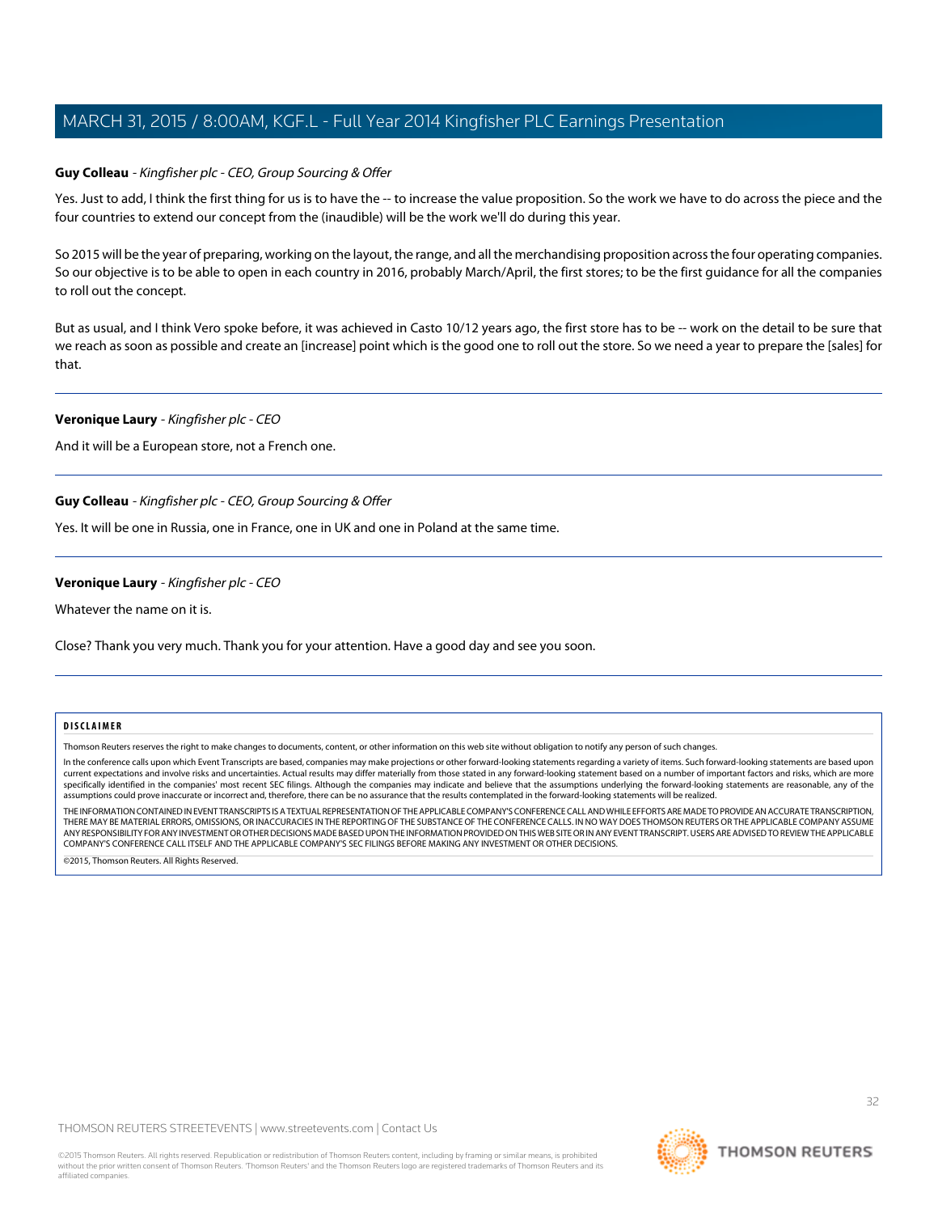**Guy Colleau** - *Kingfisher plc - CEO, Group Sourcing & Offer*

Yes. Just to add, I think the first thing for us is to have the -- to increase the value proposition. So the work we have to do across the piece and the four countries to extend our concept from the (inaudible) will be the work we'll do during this year.

So 2015 will be the year of preparing, working on the layout, the range, and all the merchandising proposition across the four operating companies. So our objective is to be able to open in each country in 2016, probably March/April, the first stores; to be the first guidance for all the companies to roll out the concept.

But as usual, and I think Vero spoke before, it was achieved in Casto 10/12 years ago, the first store has to be -- work on the detail to be sure that we reach as soon as possible and create an [increase] point which is the good one to roll out the store. So we need a year to prepare the [sales] for that.

---

**Veronique Laury** - *Kingfisher plc - CEO*

And it will be a European store, not a French one.

---

**Guy Colleau** - *Kingfisher plc - CEO, Group Sourcing & Offer*

Yes. It will be one in Russia, one in France, one in UK and one in Poland at the same time.

---

**Veronique Laury** - *Kingfisher plc - CEO*

Whatever the name on it is.

Close? Thank you very much. Thank you for your attention. Have a good day and see you soon.

---

**DISCLAIMER**

Thomson Reuters reserves the right to make changes to documents, content, or other information on this web site without obligation to notify any person of such changes.

In the conference calls upon which Event Transcripts are based, companies may make projections or other forward-looking statements regarding a variety of items. Such forward-looking statements are based upon current expectations and involve risks and uncertainties. Actual results may differ materially from those stated in any forward-looking statement based on a number of important factors and risks, which are more specifically identified in the companies' most recent SEC filings. Although the companies may indicate and believe that the assumptions underlying the forward-looking statements are reasonable, any of the assumptions could prove inaccurate or incorrect and, therefore, there can be no assurance that the results contemplated in the forward-looking statements will be realized.

THE INFORMATION CONTAINED IN EVENT TRANSCRIPTS IS A TEXTUAL REPRESENTATION OF THE APPLICABLE COMPANY'S CONFERENCE CALL AND WHILE EFFORTS ARE MADE TO PROVIDE AN ACCURATE TRANSCRIPTION, THERE MAY BE MATERIAL ERRORS, OMISSIONS, OR INACCURACIES IN THE REPORTING OF THE SUBSTANCE OF THE CONFERENCE CALLS. IN NO WAY DOES THOMSON REUTERS OR THE APPLICABLE COMPANY ASSUME ANY RESPONSIBILITY FOR ANY INVESTMENT OR OTHER DECISIONS MADE BASED UPON THE INFORMATION PROVIDED ON THIS WEB SITE OR IN ANY EVENT TRANSCRIPT. USERS ARE ADVISED TO REVIEW THE APPLICABLE COMPANY'S CONFERENCE CALL ITSELF AND THE APPLICABLE COMPANY'S SEC FILINGS BEFORE MAKING ANY INVESTMENT OR OTHER DECISIONS.

©2015, Thomson Reuters. All Rights Reserved.